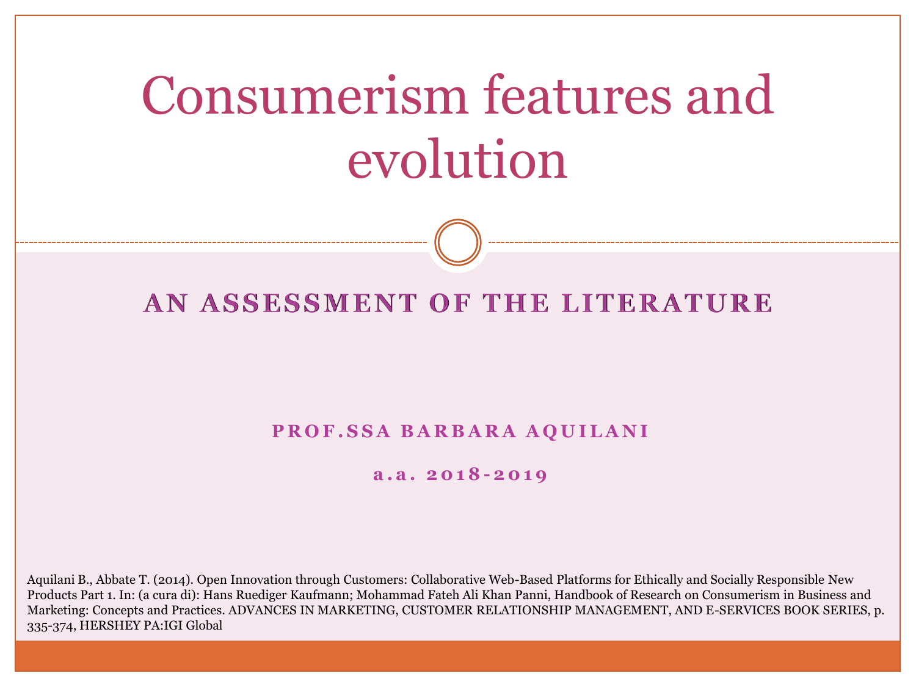# Consumerism features and evolution

## AN ASSESSMENT OF THE LITERATURE

**PROF.SSA BARBARA AQUILANI**

**a.a. 2018-2019**

Aquilani B., Abbate T. (2014). Open Innovation through Customers: Collaborative Web-Based Platforms for Ethically and Socially Responsible New Products Part 1. In: (a cura di): Hans Ruediger Kaufmann; Mohammad Fateh Ali Khan Panni, Handbook of Research on Consumerism in Business and Marketing: Concepts and Practices. ADVANCES IN MARKETING, CUSTOMER RELATIONSHIP MANAGEMENT, AND E-SERVICES BOOK SERIES, p. 335-374, HERSHEY PA:IGI Global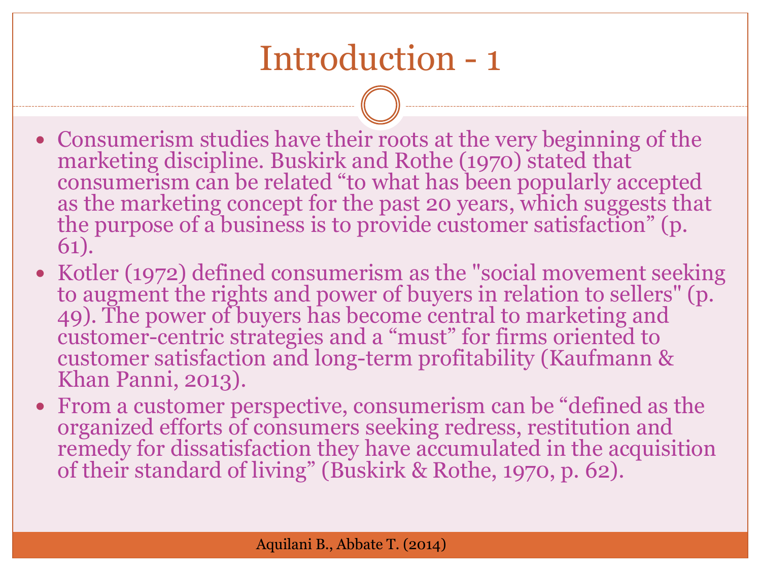# Introduction - 1

- Consumerism studies have their roots at the very beginning of the marketing discipline. Buskirk and Rothe (1970) stated that consumerism can be related "to what has been popularly accepted as the marketing concept for the past 20 years, which suggests that the purpose of a business is to provide customer satisfaction" (p. 61).
- Kotler (1972) defined consumerism as the "social movement seeking to augment the rights and power of buyers in relation to sellers" (p. 49). The power of buyers has become central to marketing and customer-centric strategies and a "must" for firms oriented to customer satisfaction and long-term profitability (Kaufmann & Khan Panni, 2013).
- From a customer perspective, consumerism can be "defined as the organized efforts of consumers seeking redress, restitution and remedy for dissatisfaction they have accumulated in the acquisition of their standard of living" (Buskirk & Rothe, 1970, p. 62).

Aquilani B., Abbate T. (2014)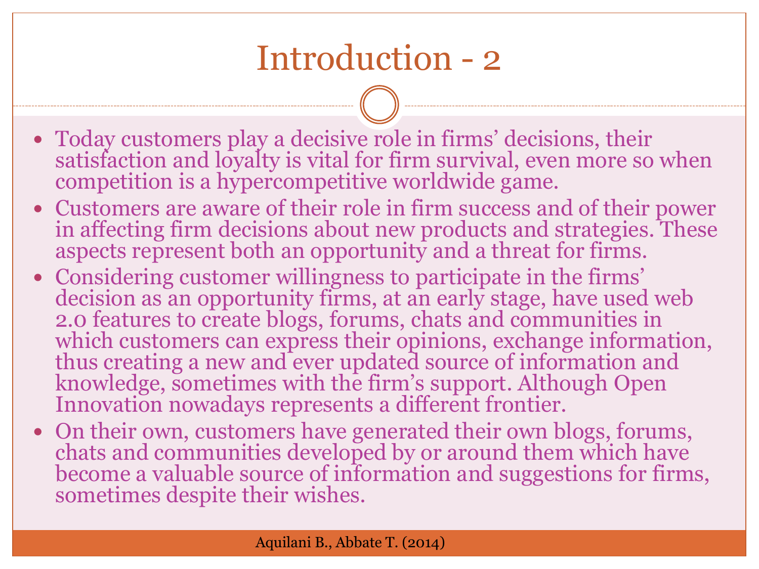# Introduction - 2

- Today customers play a decisive role in firms' decisions, their satisfaction and loyalty is vital for firm survival, even more so when competition is a hypercompetitive worldwide game.
- Customers are aware of their role in firm success and of their power in affecting firm decisions about new products and strategies. These aspects represent both an opportunity and a threat for firms.
- Considering customer willingness to participate in the firms' decision as an opportunity firms, at an early stage, have used web 2.0 features to create blogs, forums, chats and communities in which customers can express their opinions, exchange information, thus creating a new and ever updated source of information and knowledge, sometimes with the firm's support. Although Open Innovation nowadays represents a different frontier.
- On their own, customers have generated their own blogs, forums, chats and communities developed by or around them which have become a valuable source of information and suggestions for firms, sometimes despite their wishes.

Aquilani B., Abbate T. (2014)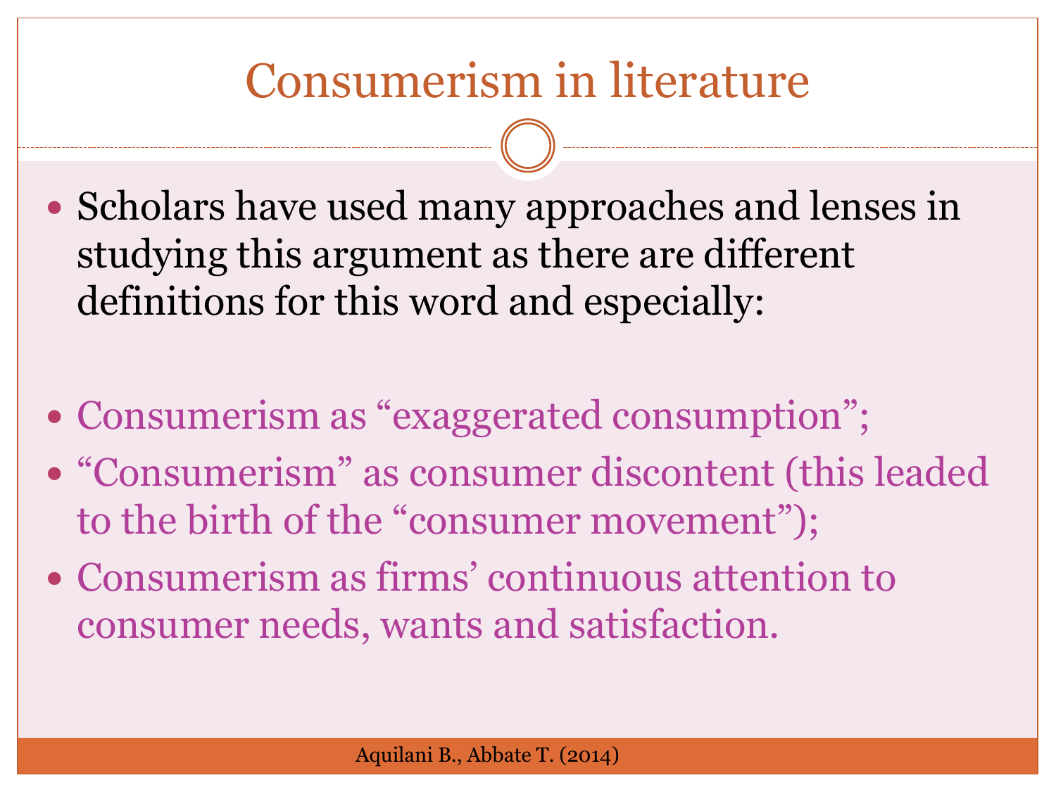# Consumerism in literature

- Scholars have used many approaches and lenses in studying this argument as there are different definitions for this word and especially:

- Consumerism as “exaggerated consumption”;
- “Consumerism” as consumer discontent (this leaded to the birth of the “consumer movement”);
- Consumerism as firms’ continuous attention to consumer needs, wants and satisfaction.

Aquilani B., Abbate T. (2014)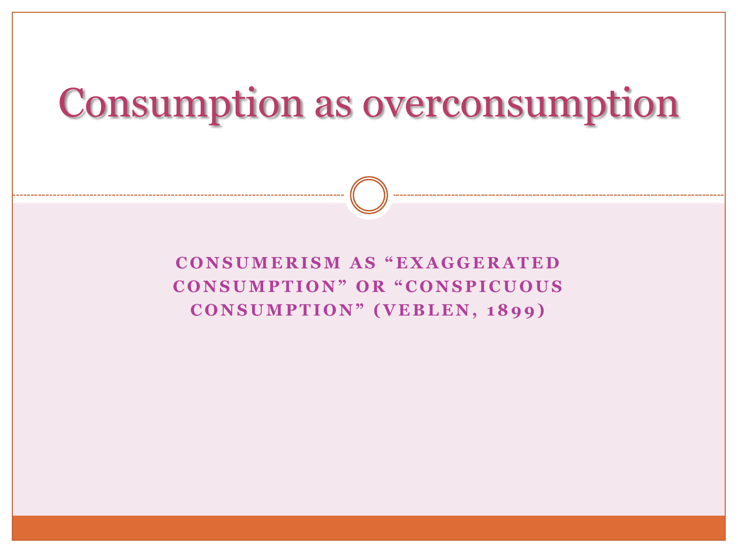# Consumption as overconsumption

**CONSUMERISM AS "EXAGGERATED CONSUMPTION" OR "CONSPICUOUS CONSUMPTION" (VEBLEN, 1899)**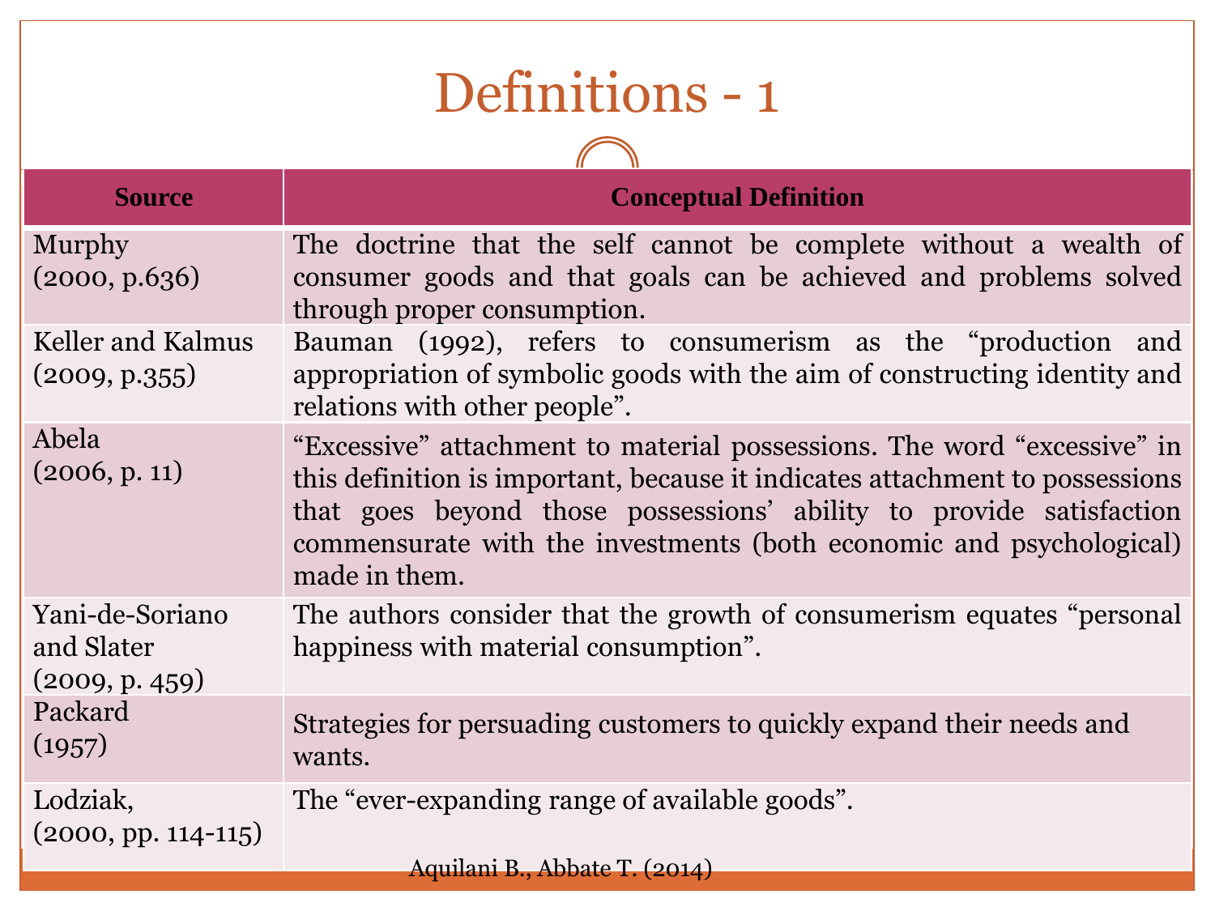# Definitions - 1

| Source | Conceptual Definition |
| --- | --- |
| Murphy (2000, p.636) | The doctrine that the self cannot be complete without a wealth of consumer goods and that goals can be achieved and problems solved through proper consumption. |
| Keller and Kalmus (2009, p.355) | Bauman (1992), refers to consumerism as the "production and appropriation of symbolic goods with the aim of constructing identity and relations with other people". |
| Abela (2006, p. 11) | "Excessive" attachment to material possessions. The word "excessive" in this definition is important, because it indicates attachment to possessions that goes beyond those possessions' ability to provide satisfaction commensurate with the investments (both economic and psychological) made in them. |
| Yani-de-Soriano and Slater (2009, p. 459) | The authors consider that the growth of consumerism equates "personal happiness with material consumption". |
| Packard (1957) | Strategies for persuading customers to quickly expand their needs and wants. |
| Lodziak, (2000, pp. 114-115) | The "ever-expanding range of available goods". |

Aquilani B., Abbate T. (2014)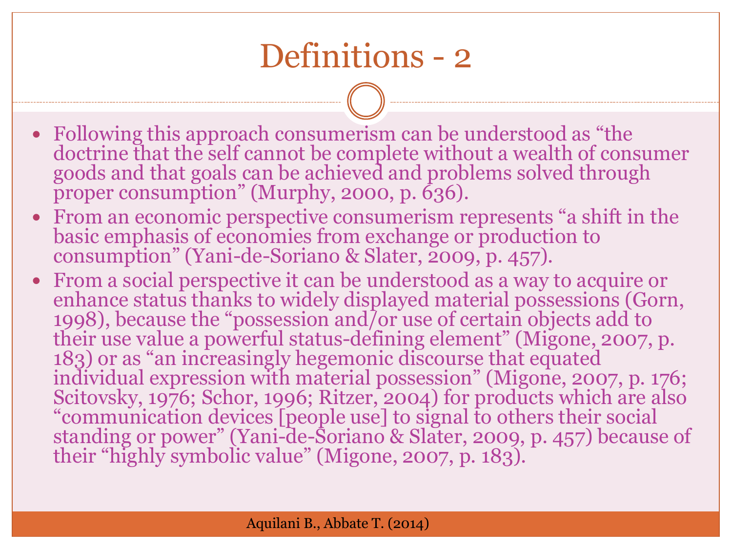# Definitions - 2

- Following this approach consumerism can be understood as "the doctrine that the self cannot be complete without a wealth of consumer goods and that goals can be achieved and problems solved through proper consumption" (Murphy, 2000, p. 636).
- From an economic perspective consumerism represents "a shift in the basic emphasis of economies from exchange or production to consumption" (Yani-de-Soriano & Slater, 2009, p. 457).
- From a social perspective it can be understood as a way to acquire or enhance status thanks to widely displayed material possessions (Gorn, 1998), because the "possession and/or use of certain objects add to their use value a powerful status-defining element" (Migone, 2007, p. 183) or as "an increasingly hegemonic discourse that equated individual expression with material possession" (Migone, 2007, p. 176; Scitovsky, 1976; Schor, 1996; Ritzer, 2004) for products which are also "communication devices [people use] to signal to others their social standing or power" (Yani-de-Soriano & Slater, 2009, p. 457) because of their "highly symbolic value" (Migone, 2007, p. 183).

Aquilani B., Abbate T. (2014)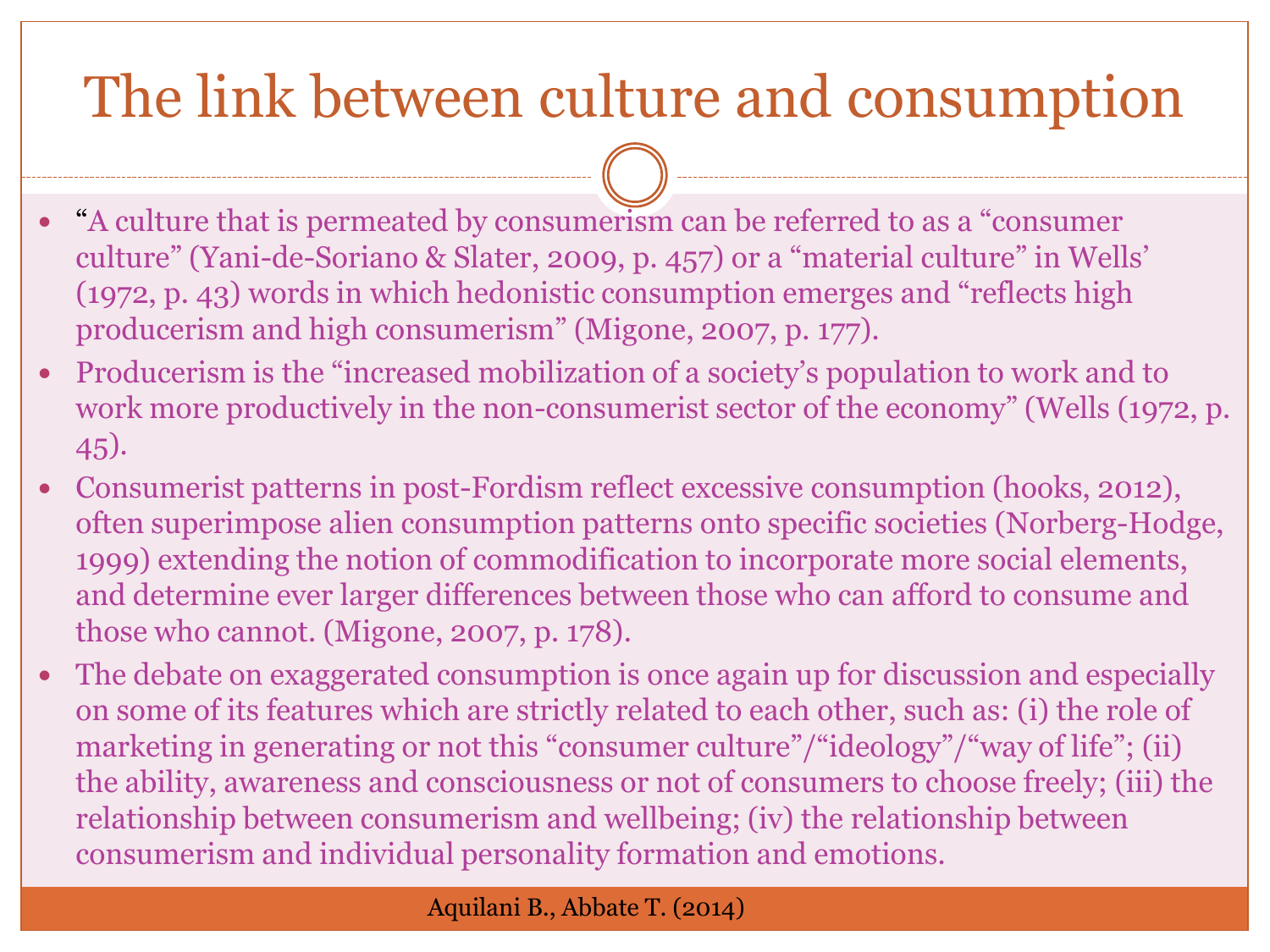# The link between culture and consumption

- "A culture that is permeated by consumerism can be referred to as a "consumer culture" (Yani-de-Soriano & Slater, 2009, p. 457) or a "material culture" in Wells' (1972, p. 43) words in which hedonistic consumption emerges and "reflects high producerism and high consumerism" (Migone, 2007, p. 177).
- Producerism is the "increased mobilization of a society's population to work and to work more productively in the non-consumerist sector of the economy" (Wells (1972, p. 45).
- Consumerist patterns in post-Fordism reflect excessive consumption (hooks, 2012), often superimpose alien consumption patterns onto specific societies (Norberg-Hodge, 1999) extending the notion of commodification to incorporate more social elements, and determine ever larger differences between those who can afford to consume and those who cannot. (Migone, 2007, p. 178).
- The debate on exaggerated consumption is once again up for discussion and especially on some of its features which are strictly related to each other, such as: (i) the role of marketing in generating or not this "consumer culture"/"ideology"/"way of life"; (ii) the ability, awareness and consciousness or not of consumers to choose freely; (iii) the relationship between consumerism and wellbeing; (iv) the relationship between consumerism and individual personality formation and emotions.

Aquilani B., Abbate T. (2014)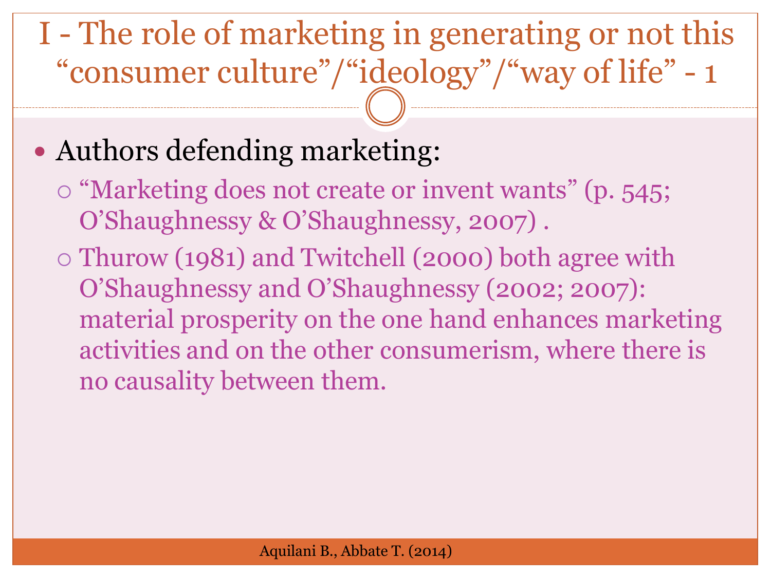# I - The role of marketing in generating or not this "consumer culture"/"ideology"/"way of life" - 1

- Authors defending marketing:
  - "Marketing does not create or invent wants" (p. 545; O'Shaughnessy & O'Shaughnessy, 2007) .
  - Thurow (1981) and Twitchell (2000) both agree with O'Shaughnessy and O'Shaughnessy (2002; 2007): material prosperity on the one hand enhances marketing activities and on the other consumerism, where there is no causality between them.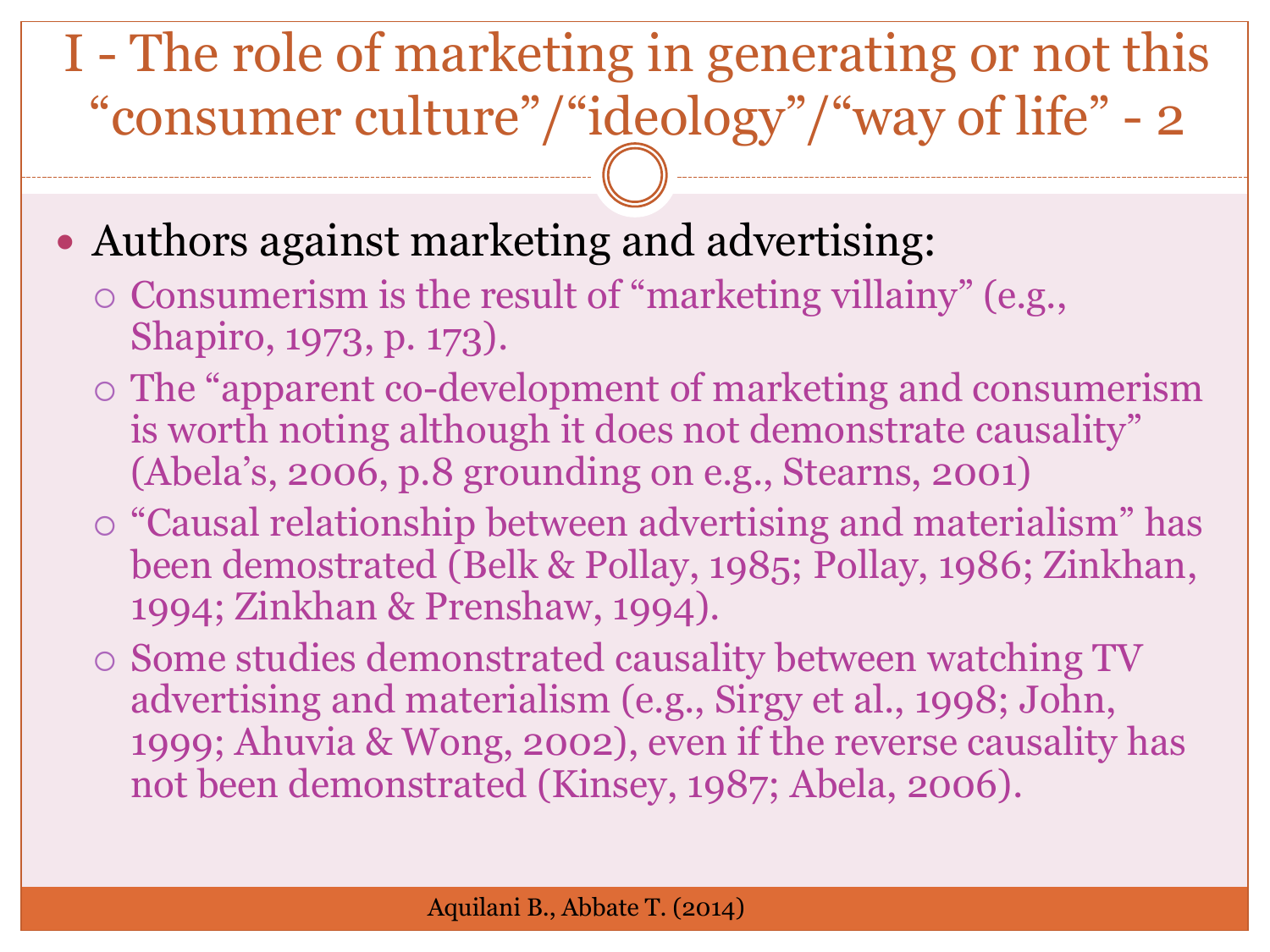# I - The role of marketing in generating or not this "consumer culture"/"ideology"/"way of life" - 2

- Authors against marketing and advertising:
  - Consumerism is the result of "marketing villainy" (e.g., Shapiro, 1973, p. 173).
  - The "apparent co-development of marketing and consumerism is worth noting although it does not demonstrate causality" (Abela's, 2006, p.8 grounding on e.g., Stearns, 2001)
  - "Causal relationship between advertising and materialism" has been demostrated (Belk & Pollay, 1985; Pollay, 1986; Zinkhan, 1994; Zinkhan & Prenshaw, 1994).
  - Some studies demonstrated causality between watching TV advertising and materialism (e.g., Sirgy et al., 1998; John, 1999; Ahuvia & Wong, 2002), even if the reverse causality has not been demonstrated (Kinsey, 1987; Abela, 2006).

Aquilani B., Abbate T. (2014)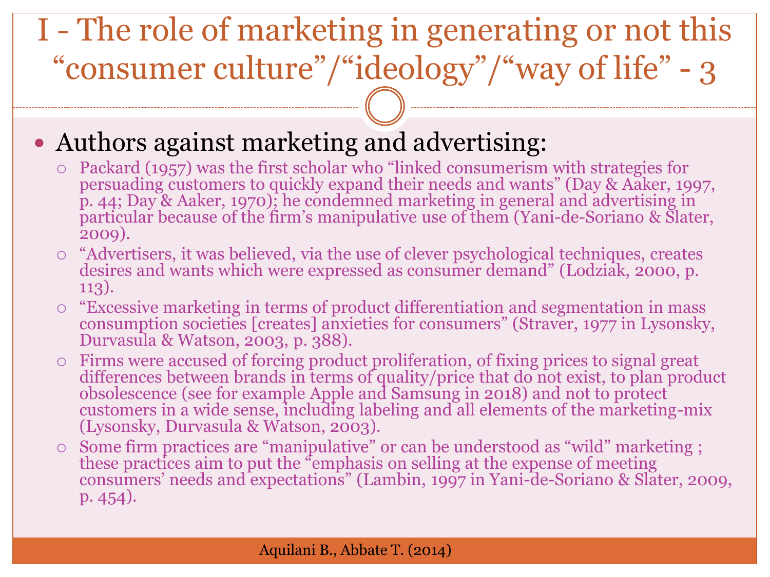# I - The role of marketing in generating or not this "consumer culture"/"ideology"/"way of life" - 3

- Authors against marketing and advertising:
  - Packard (1957) was the first scholar who "linked consumerism with strategies for persuading customers to quickly expand their needs and wants" (Day & Aaker, 1997, p. 44; Day & Aaker, 1970); he condemned marketing in general and advertising in particular because of the firm's manipulative use of them (Yani-de-Soriano & Slater, 2009).
  - "Advertisers, it was believed, via the use of clever psychological techniques, creates desires and wants which were expressed as consumer demand" (Lodziak, 2000, p. 113).
  - "Excessive marketing in terms of product differentiation and segmentation in mass consumption societies [creates] anxieties for consumers" (Straver, 1977 in Lysonsky, Durvasula & Watson, 2003, p. 388).
  - Firms were accused of forcing product proliferation, of fixing prices to signal great differences between brands in terms of quality/price that do not exist, to plan product obsolescence (see for example Apple and Samsung in 2018) and not to protect customers in a wide sense, including labeling and all elements of the marketing-mix (Lysonsky, Durvasula & Watson, 2003).
  - Some firm practices are "manipulative" or can be understood as "wild" marketing ; these practices aim to put the "emphasis on selling at the expense of meeting consumers' needs and expectations" (Lambin, 1997 in Yani-de-Soriano & Slater, 2009, p. 454).

Aquilani B., Abbate T. (2014)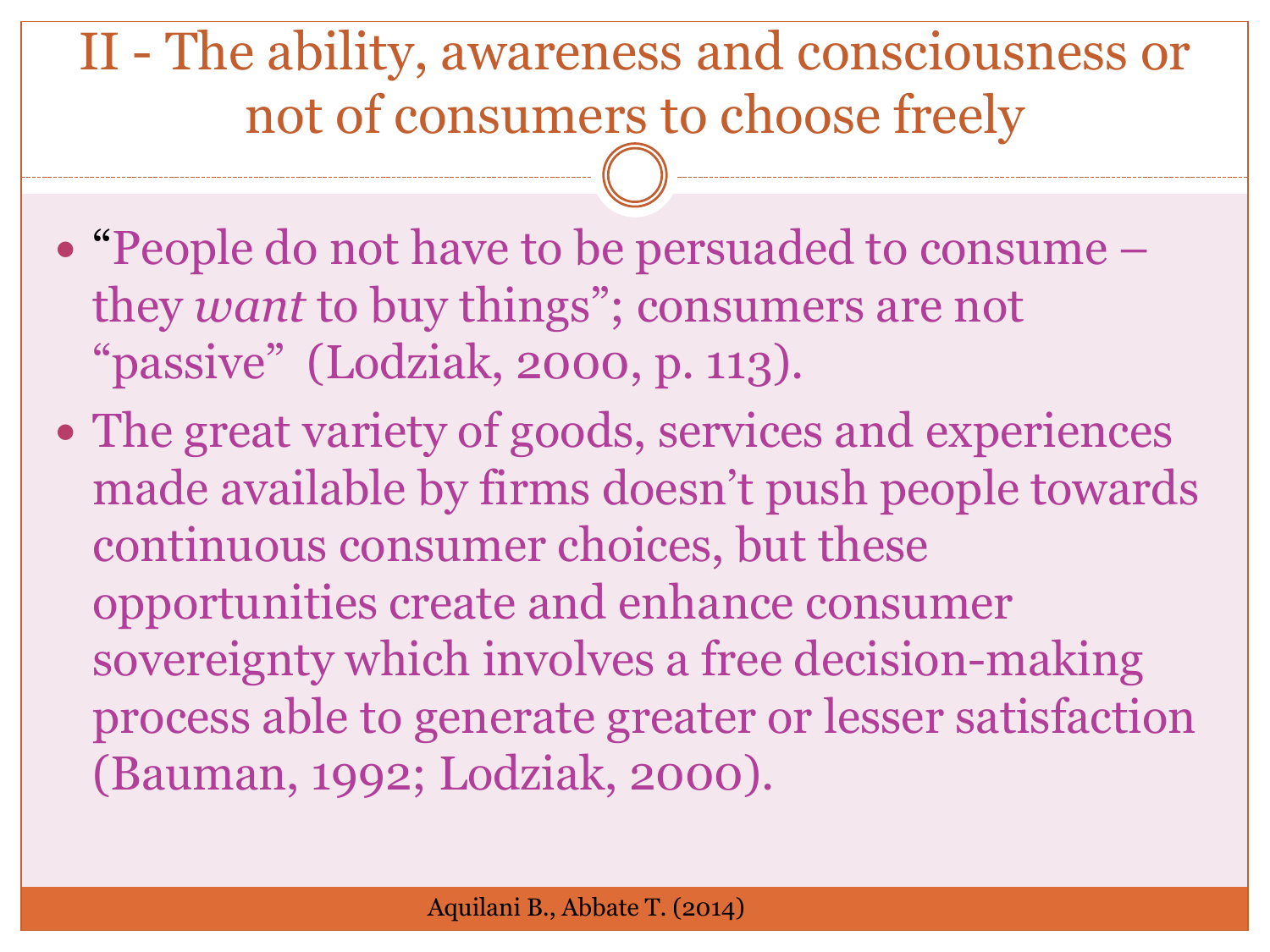# II - The ability, awareness and consciousness or not of consumers to choose freely

- "People do not have to be persuaded to consume – they *want* to buy things"; consumers are not "passive" (Lodziak, 2000, p. 113).
- The great variety of goods, services and experiences made available by firms doesn't push people towards continuous consumer choices, but these opportunities create and enhance consumer sovereignty which involves a free decision-making process able to generate greater or lesser satisfaction (Bauman, 1992; Lodziak, 2000).

Aquilani B., Abbate T. (2014)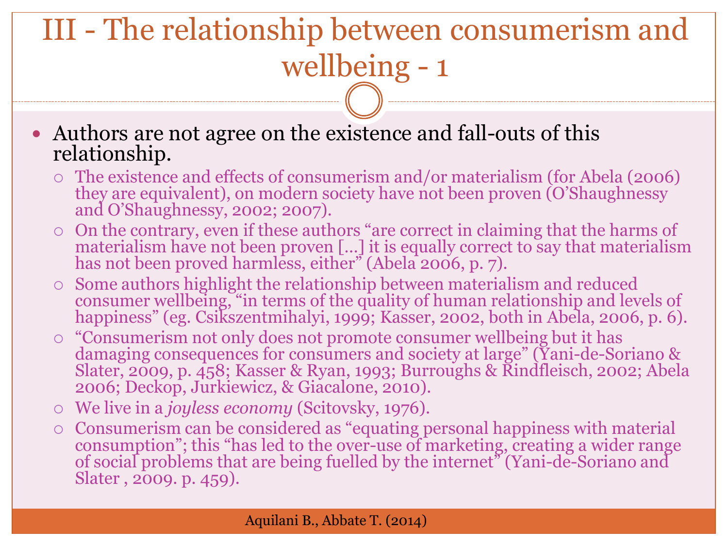# III - The relationship between consumerism and wellbeing - 1

- Authors are not agree on the existence and fall-outs of this relationship.
  - The existence and effects of consumerism and/or materialism (for Abela (2006) they are equivalent), on modern society have not been proven (O'Shaughnessy and O'Shaughnessy, 2002; 2007).
  - On the contrary, even if these authors "are correct in claiming that the harms of materialism have not been proven […] it is equally correct to say that materialism has not been proved harmless, either" (Abela 2006, p. 7).
  - Some authors highlight the relationship between materialism and reduced consumer wellbeing, "in terms of the quality of human relationship and levels of happiness" (eg. Csikszentmihalyi, 1999; Kasser, 2002, both in Abela, 2006, p. 6).
  - "Consumerism not only does not promote consumer wellbeing but it has damaging consequences for consumers and society at large" (Yani-de-Soriano & Slater, 2009, p. 458; Kasser & Ryan, 1993; Burroughs & Rindfleisch, 2002; Abela 2006; Deckop, Jurkiewicz, & Giacalone, 2010).
  - We live in a *joyless economy* (Scitovsky, 1976).
  - Consumerism can be considered as "equating personal happiness with material consumption"; this "has led to the over-use of marketing, creating a wider range of social problems that are being fuelled by the internet" (Yani-de-Soriano and Slater , 2009. p. 459).

Aquilani B., Abbate T. (2014)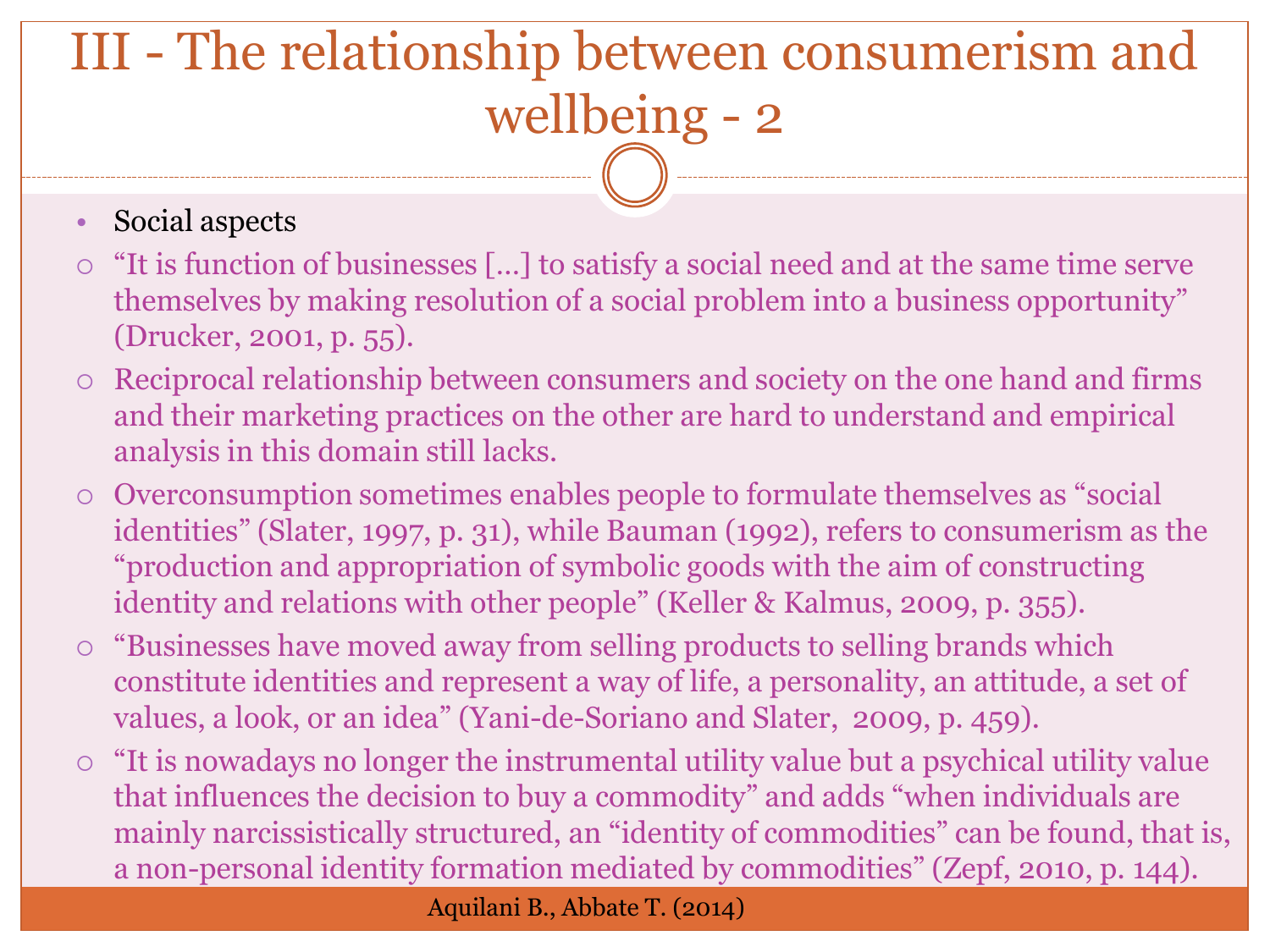# III - The relationship between consumerism and wellbeing - 2

- Social aspects
  - "It is function of businesses [...] to satisfy a social need and at the same time serve themselves by making resolution of a social problem into a business opportunity" (Drucker, 2001, p. 55).
  - Reciprocal relationship between consumers and society on the one hand and firms and their marketing practices on the other are hard to understand and empirical analysis in this domain still lacks.
  - Overconsumption sometimes enables people to formulate themselves as "social identities" (Slater, 1997, p. 31), while Bauman (1992), refers to consumerism as the "production and appropriation of symbolic goods with the aim of constructing identity and relations with other people" (Keller & Kalmus, 2009, p. 355).
  - "Businesses have moved away from selling products to selling brands which constitute identities and represent a way of life, a personality, an attitude, a set of values, a look, or an idea" (Yani-de-Soriano and Slater, 2009, p. 459).
  - "It is nowadays no longer the instrumental utility value but a psychical utility value that influences the decision to buy a commodity" and adds "when individuals are mainly narcissistically structured, an "identity of commodities" can be found, that is, a non-personal identity formation mediated by commodities" (Zepf, 2010, p. 144).

Aquilani B., Abbate T. (2014)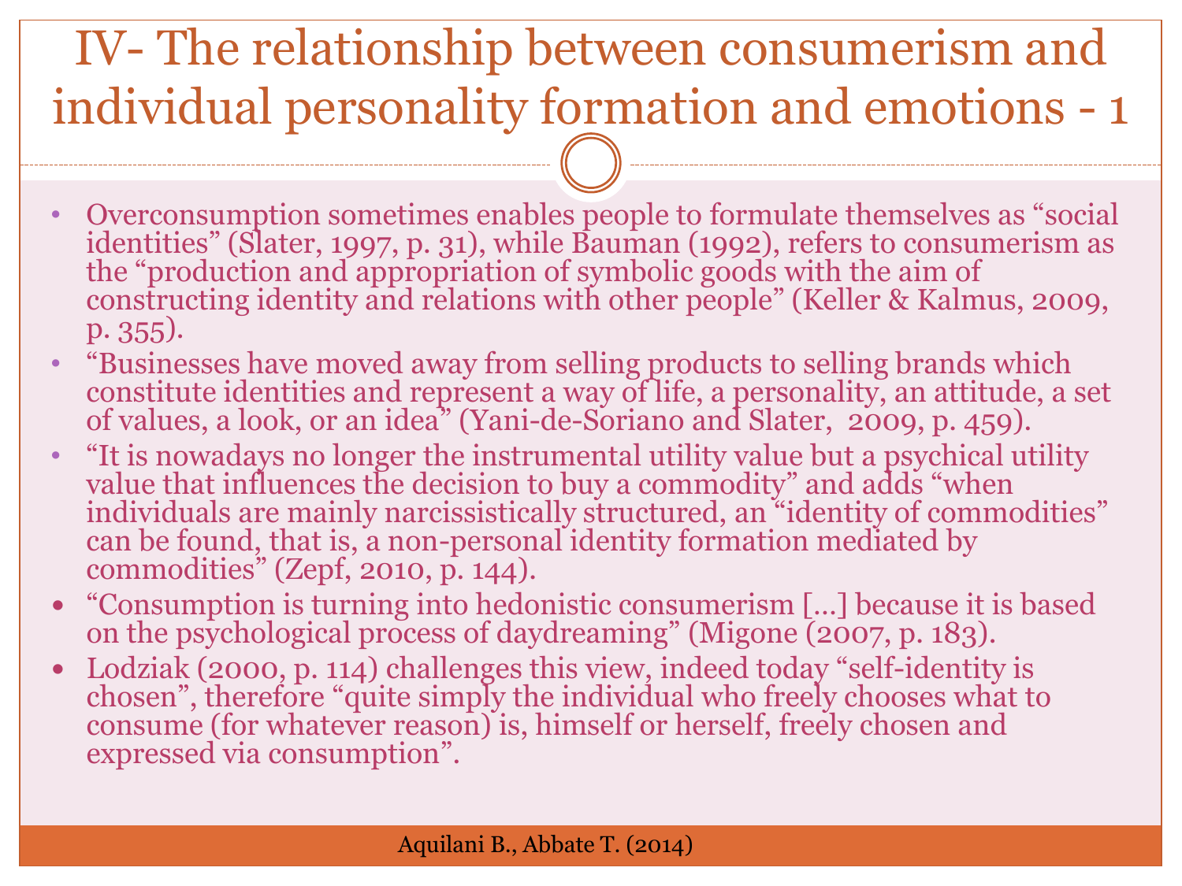# IV- The relationship between consumerism and individual personality formation and emotions - 1

- Overconsumption sometimes enables people to formulate themselves as "social identities" (Slater, 1997, p. 31), while Bauman (1992), refers to consumerism as the "production and appropriation of symbolic goods with the aim of constructing identity and relations with other people" (Keller & Kalmus, 2009, p. 355).
- "Businesses have moved away from selling products to selling brands which constitute identities and represent a way of life, a personality, an attitude, a set of values, a look, or an idea" (Yani-de-Soriano and Slater, 2009, p. 459).
- "It is nowadays no longer the instrumental utility value but a psychical utility value that influences the decision to buy a commodity" and adds "when individuals are mainly narcissistically structured, an "identity of commodities" can be found, that is, a non-personal identity formation mediated by commodities" (Zepf, 2010, p. 144).
- "Consumption is turning into hedonistic consumerism […] because it is based on the psychological process of daydreaming" (Migone (2007, p. 183).
- Lodziak (2000, p. 114) challenges this view, indeed today "self-identity is chosen", therefore "quite simply the individual who freely chooses what to consume (for whatever reason) is, himself or herself, freely chosen and expressed via consumption".

Aquilani B., Abbate T. (2014)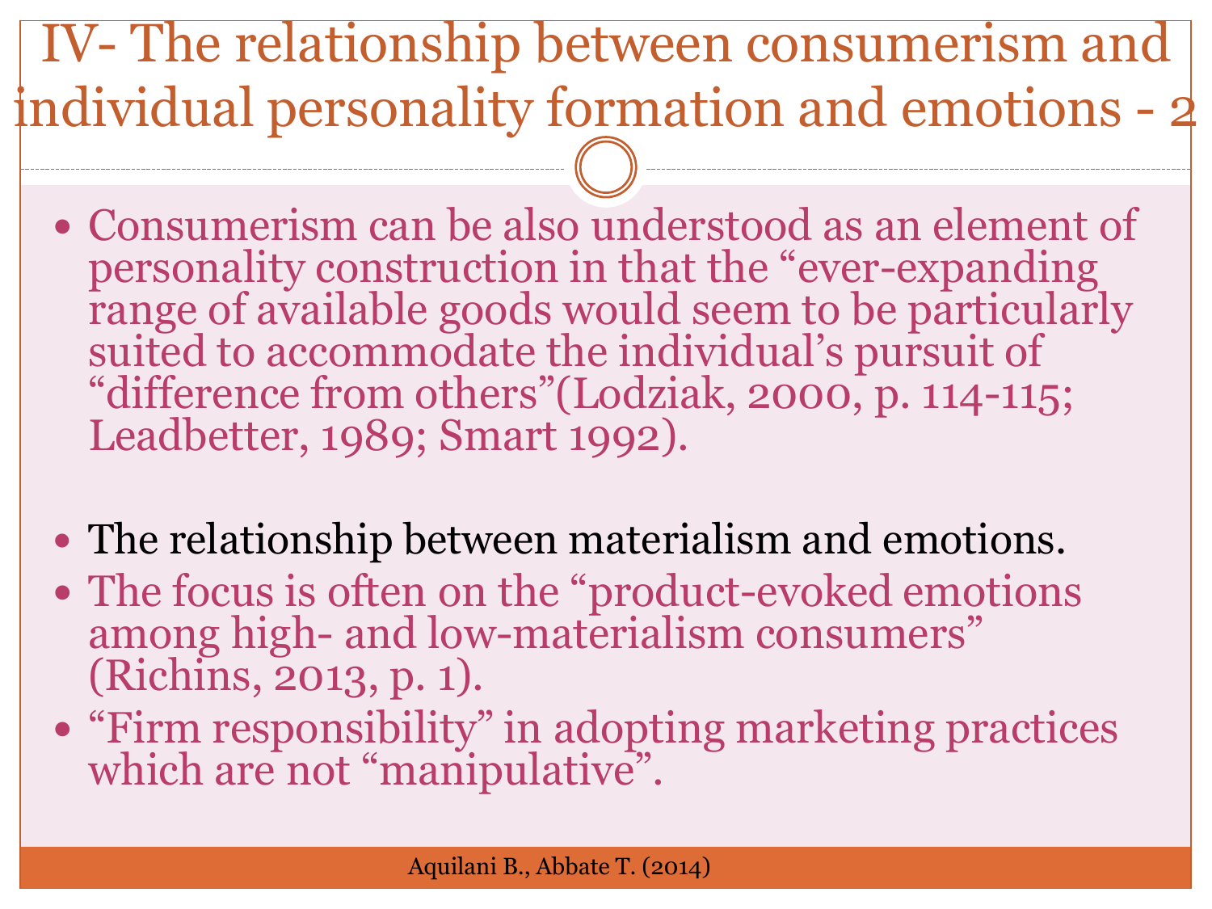# IV- The relationship between consumerism and individual personality formation and emotions - 2

- Consumerism can be also understood as an element of personality construction in that the "ever-expanding range of available goods would seem to be particularly suited to accommodate the individual's pursuit of "difference from others"(Lodziak, 2000, p. 114-115; Leadbetter, 1989; Smart 1992).

- The relationship between materialism and emotions.
- The focus is often on the "product-evoked emotions among high- and low-materialism consumers" (Richins, 2013, p. 1).
- "Firm responsibility" in adopting marketing practices which are not "manipulative".

Aquilani B., Abbate T. (2014)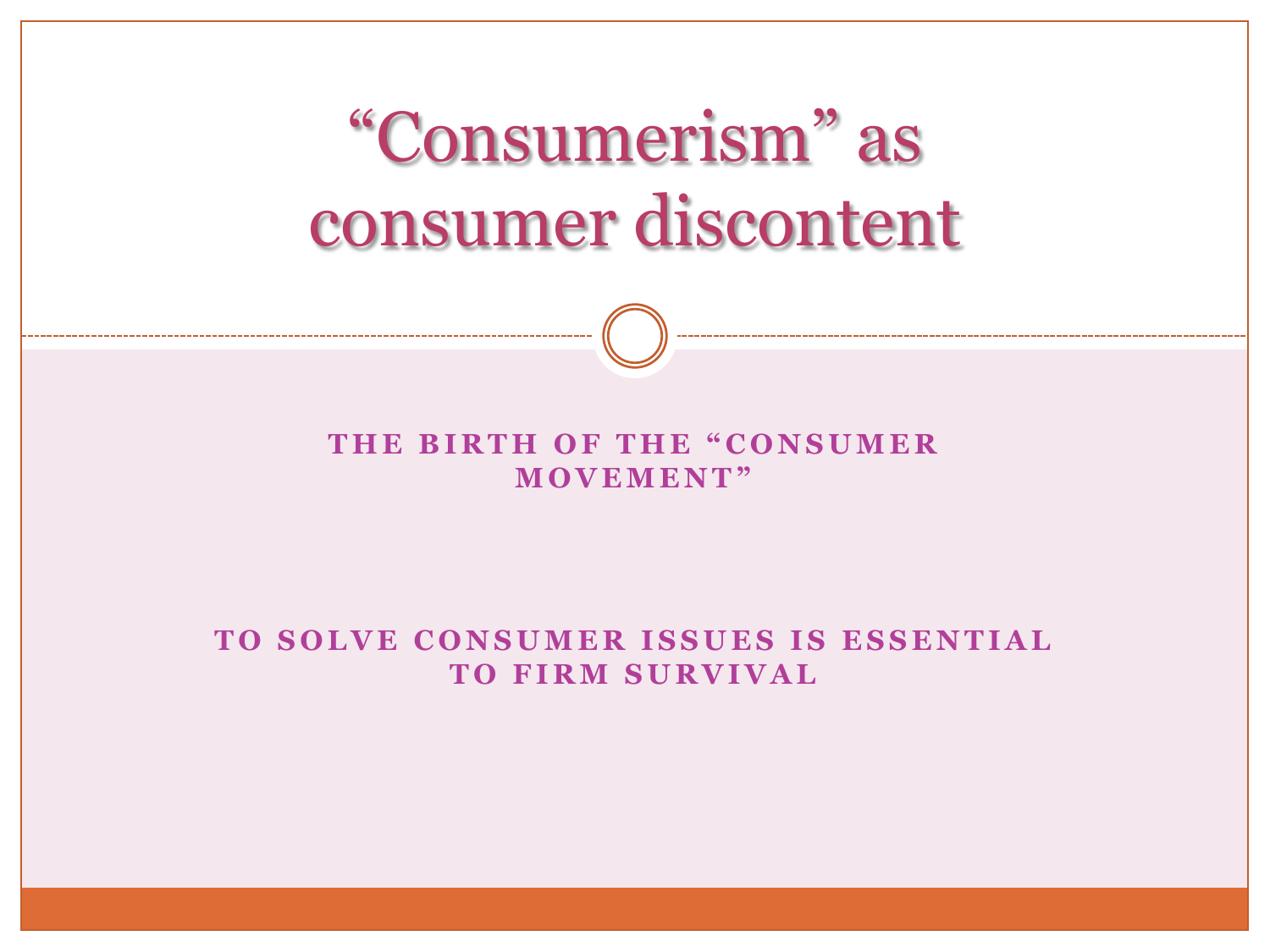# "Consumerism" as consumer discontent

**THE BIRTH OF THE "CONSUMER MOVEMENT"**

**TO SOLVE CONSUMER ISSUES IS ESSENTIAL TO FIRM SURVIVAL**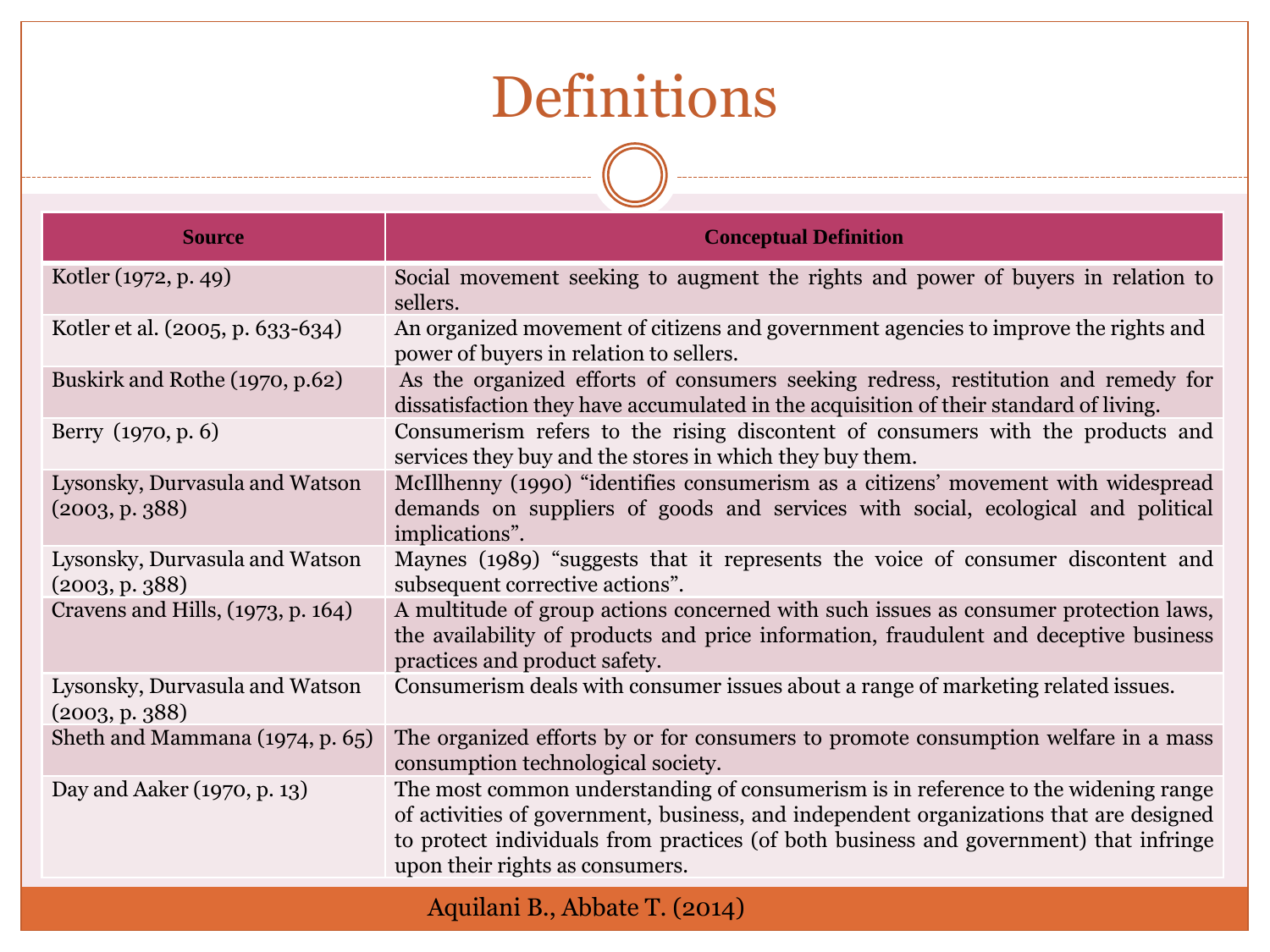# Definitions

| Source | Conceptual Definition |
| --- | --- |
| Kotler (1972, p. 49) | Social movement seeking to augment the rights and power of buyers in relation to sellers. |
| Kotler et al. (2005, p. 633-634) | An organized movement of citizens and government agencies to improve the rights and power of buyers in relation to sellers. |
| Buskirk and Rothe (1970, p.62) | As the organized efforts of consumers seeking redress, restitution and remedy for dissatisfaction they have accumulated in the acquisition of their standard of living. |
| Berry (1970, p. 6) | Consumerism refers to the rising discontent of consumers with the products and services they buy and the stores in which they buy them. |
| Lysonsky, Durvasula and Watson (2003, p. 388) | McIllhenny (1990) "identifies consumerism as a citizens' movement with widespread demands on suppliers of goods and services with social, ecological and political implications". |
| Lysonsky, Durvasula and Watson (2003, p. 388) | Maynes (1989) "suggests that it represents the voice of consumer discontent and subsequent corrective actions". |
| Cravens and Hills, (1973, p. 164) | A multitude of group actions concerned with such issues as consumer protection laws, the availability of products and price information, fraudulent and deceptive business practices and product safety. |
| Lysonsky, Durvasula and Watson (2003, p. 388) | Consumerism deals with consumer issues about a range of marketing related issues. |
| Sheth and Mammana (1974, p. 65) | The organized efforts by or for consumers to promote consumption welfare in a mass consumption technological society. |
| Day and Aaker (1970, p. 13) | The most common understanding of consumerism is in reference to the widening range of activities of government, business, and independent organizations that are designed to protect individuals from practices (of both business and government) that infringe upon their rights as consumers. |

Aquilani B., Abbate T. (2014)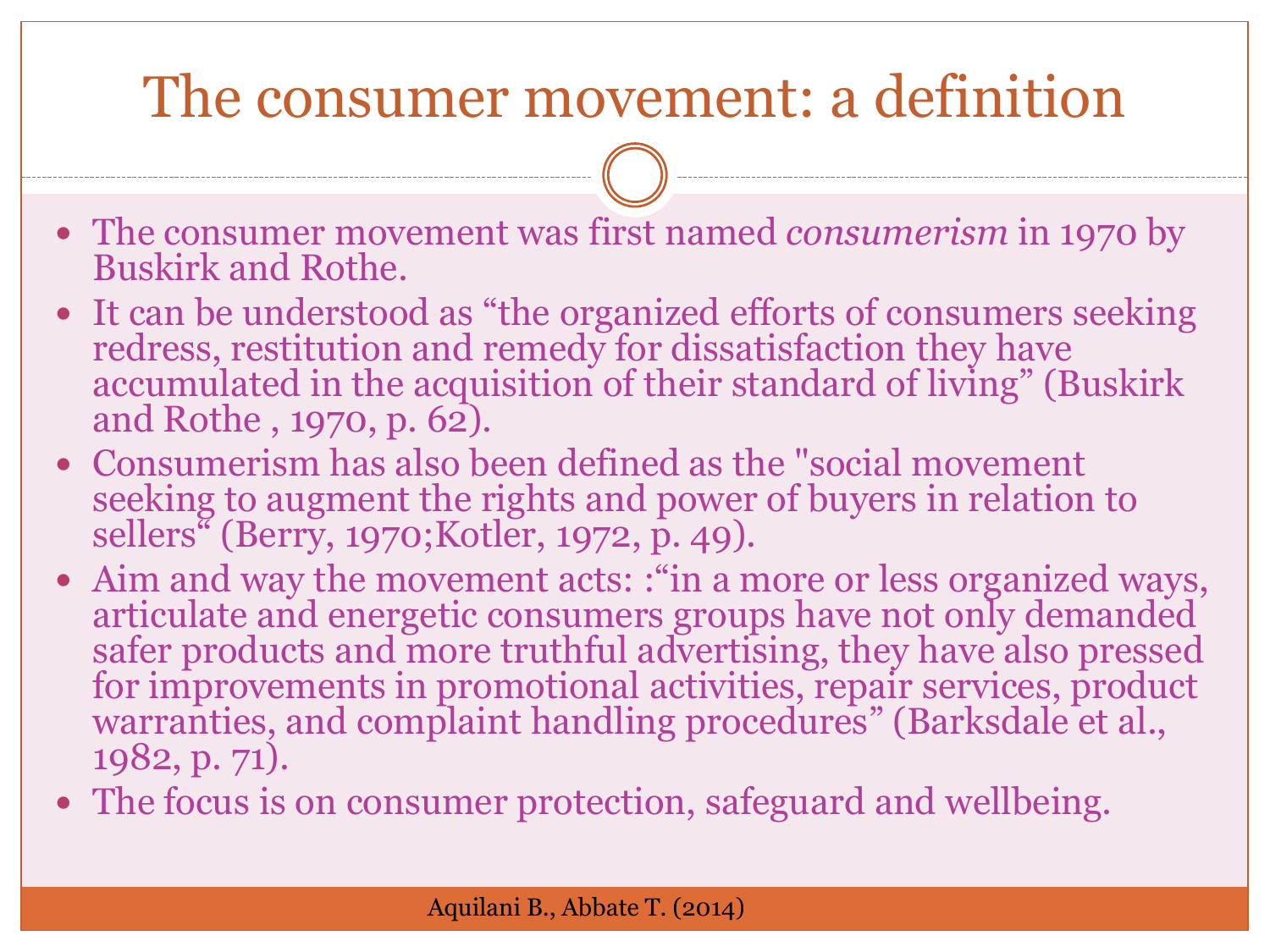# The consumer movement: a definition

- The consumer movement was first named *consumerism* in 1970 by Buskirk and Rothe.
- It can be understood as “the organized efforts of consumers seeking redress, restitution and remedy for dissatisfaction they have accumulated in the acquisition of their standard of living” (Buskirk and Rothe , 1970, p. 62).
- Consumerism has also been defined as the "social movement seeking to augment the rights and power of buyers in relation to sellers“ (Berry, 1970;Kotler, 1972, p. 49).
- Aim and way the movement acts: :“in a more or less organized ways, articulate and energetic consumers groups have not only demanded safer products and more truthful advertising, they have also pressed for improvements in promotional activities, repair services, product warranties, and complaint handling procedures” (Barksdale et al., 1982, p. 71).
- The focus is on consumer protection, safeguard and wellbeing.

Aquilani B., Abbate T. (2014)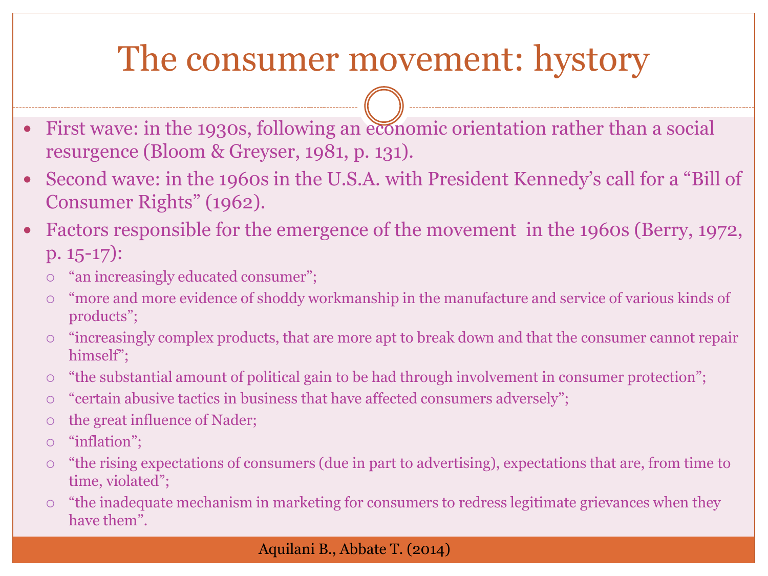# The consumer movement: hystory

- First wave: in the 1930s, following an economic orientation rather than a social resurgence (Bloom & Greyser, 1981, p. 131).
- Second wave: in the 1960s in the U.S.A. with President Kennedy's call for a "Bill of Consumer Rights" (1962).
- Factors responsible for the emergence of the movement in the 1960s (Berry, 1972, p. 15-17):
  - "an increasingly educated consumer";
  - "more and more evidence of shoddy workmanship in the manufacture and service of various kinds of products";
  - "increasingly complex products, that are more apt to break down and that the consumer cannot repair himself";
  - "the substantial amount of political gain to be had through involvement in consumer protection";
  - "certain abusive tactics in business that have affected consumers adversely";
  - the great influence of Nader;
  - "inflation";
  - "the rising expectations of consumers (due in part to advertising), expectations that are, from time to time, violated";
  - "the inadequate mechanism in marketing for consumers to redress legitimate grievances when they have them".

Aquilani B., Abbate T. (2014)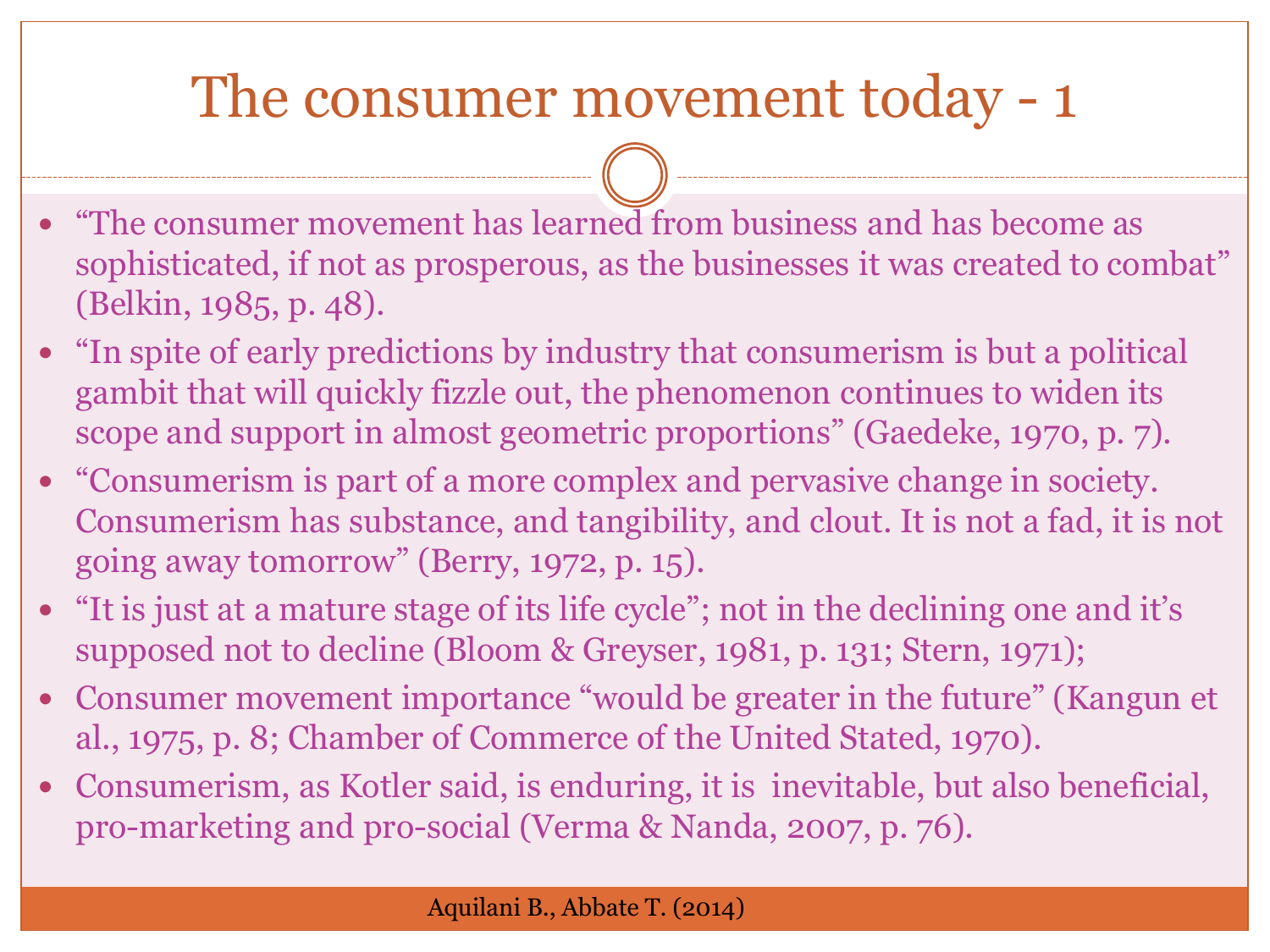# The consumer movement today - 1

- "The consumer movement has learned from business and has become as sophisticated, if not as prosperous, as the businesses it was created to combat" (Belkin, 1985, p. 48).
- "In spite of early predictions by industry that consumerism is but a political gambit that will quickly fizzle out, the phenomenon continues to widen its scope and support in almost geometric proportions" (Gaedeke, 1970, p. 7).
- "Consumerism is part of a more complex and pervasive change in society. Consumerism has substance, and tangibility, and clout. It is not a fad, it is not going away tomorrow" (Berry, 1972, p. 15).
- "It is just at a mature stage of its life cycle"; not in the declining one and it's supposed not to decline (Bloom & Greyser, 1981, p. 131; Stern, 1971);
- Consumer movement importance "would be greater in the future" (Kangun et al., 1975, p. 8; Chamber of Commerce of the United Stated, 1970).
- Consumerism, as Kotler said, is enduring, it is inevitable, but also beneficial, pro-marketing and pro-social (Verma & Nanda, 2007, p. 76).

Aquilani B., Abbate T. (2014)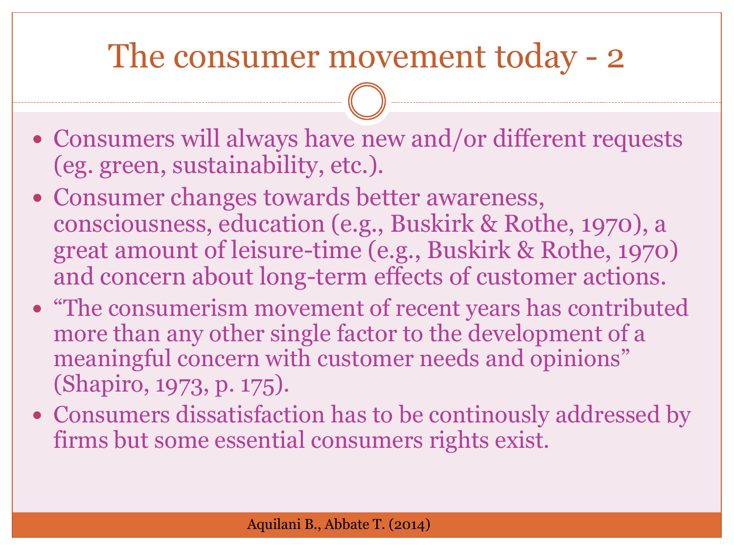# The consumer movement today - 2

- Consumers will always have new and/or different requests (eg. green, sustainability, etc.).
- Consumer changes towards better awareness, consciousness, education (e.g., Buskirk & Rothe, 1970), a great amount of leisure-time (e.g., Buskirk & Rothe, 1970) and concern about long-term effects of customer actions.
- "The consumerism movement of recent years has contributed more than any other single factor to the development of a meaningful concern with customer needs and opinions" (Shapiro, 1973, p. 175).
- Consumers dissatisfaction has to be continously addressed by firms but some essential consumers rights exist.

Aquilani B., Abbate T. (2014)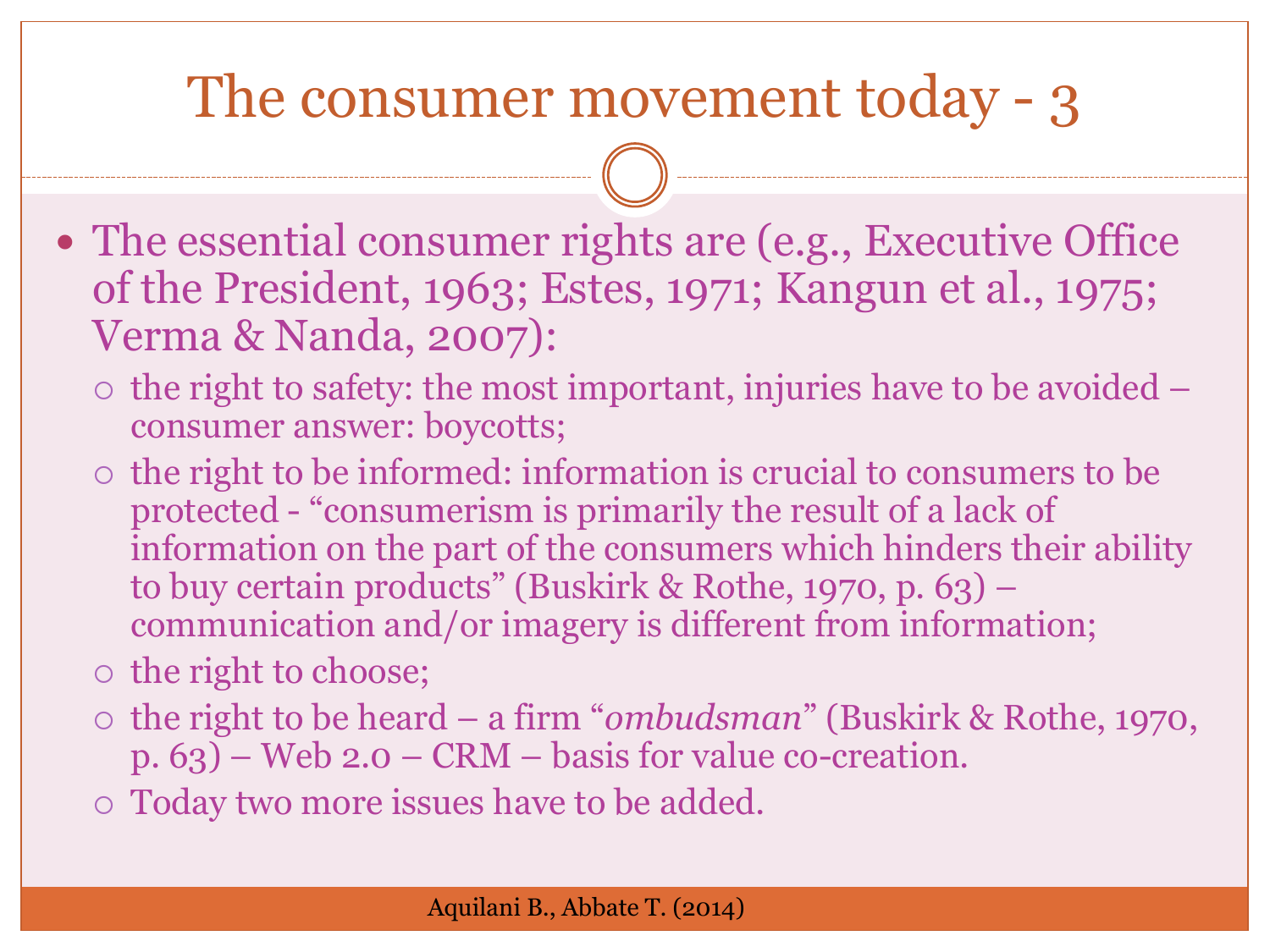# The consumer movement today - 3

- The essential consumer rights are (e.g., Executive Office of the President, 1963; Estes, 1971; Kangun et al., 1975; Verma & Nanda, 2007):
  - the right to safety: the most important, injuries have to be avoided – consumer answer: boycotts;
  - the right to be informed: information is crucial to consumers to be protected - "consumerism is primarily the result of a lack of information on the part of the consumers which hinders their ability to buy certain products" (Buskirk & Rothe, 1970, p. 63) – communication and/or imagery is different from information;
  - the right to choose;
  - the right to be heard – a firm "*ombudsman*" (Buskirk & Rothe, 1970, p. 63) – Web 2.0 – CRM – basis for value co-creation.
  - Today two more issues have to be added.

Aquilani B., Abbate T. (2014)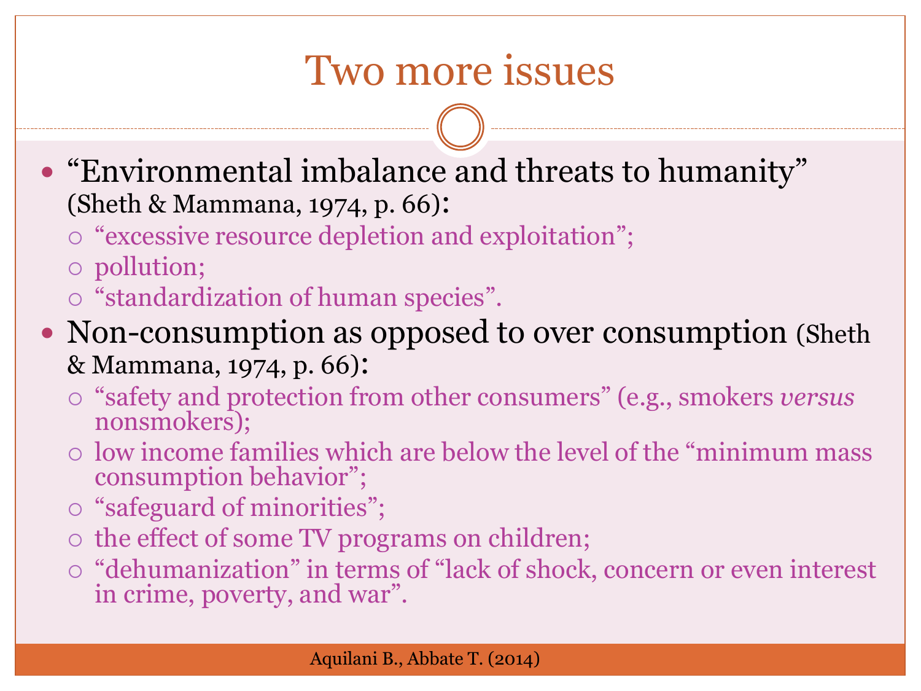# Two more issues

- "Environmental imbalance and threats to humanity" (Sheth & Mammana, 1974, p. 66):
  - "excessive resource depletion and exploitation";
  - pollution;
  - "standardization of human species".
- Non-consumption as opposed to over consumption (Sheth & Mammana, 1974, p. 66):
  - "safety and protection from other consumers" (e.g., smokers *versus* nonsmokers);
  - low income families which are below the level of the "minimum mass consumption behavior";
  - "safeguard of minorities";
  - the effect of some TV programs on children;
  - "dehumanization" in terms of "lack of shock, concern or even interest in crime, poverty, and war".

Aquilani B., Abbate T. (2014)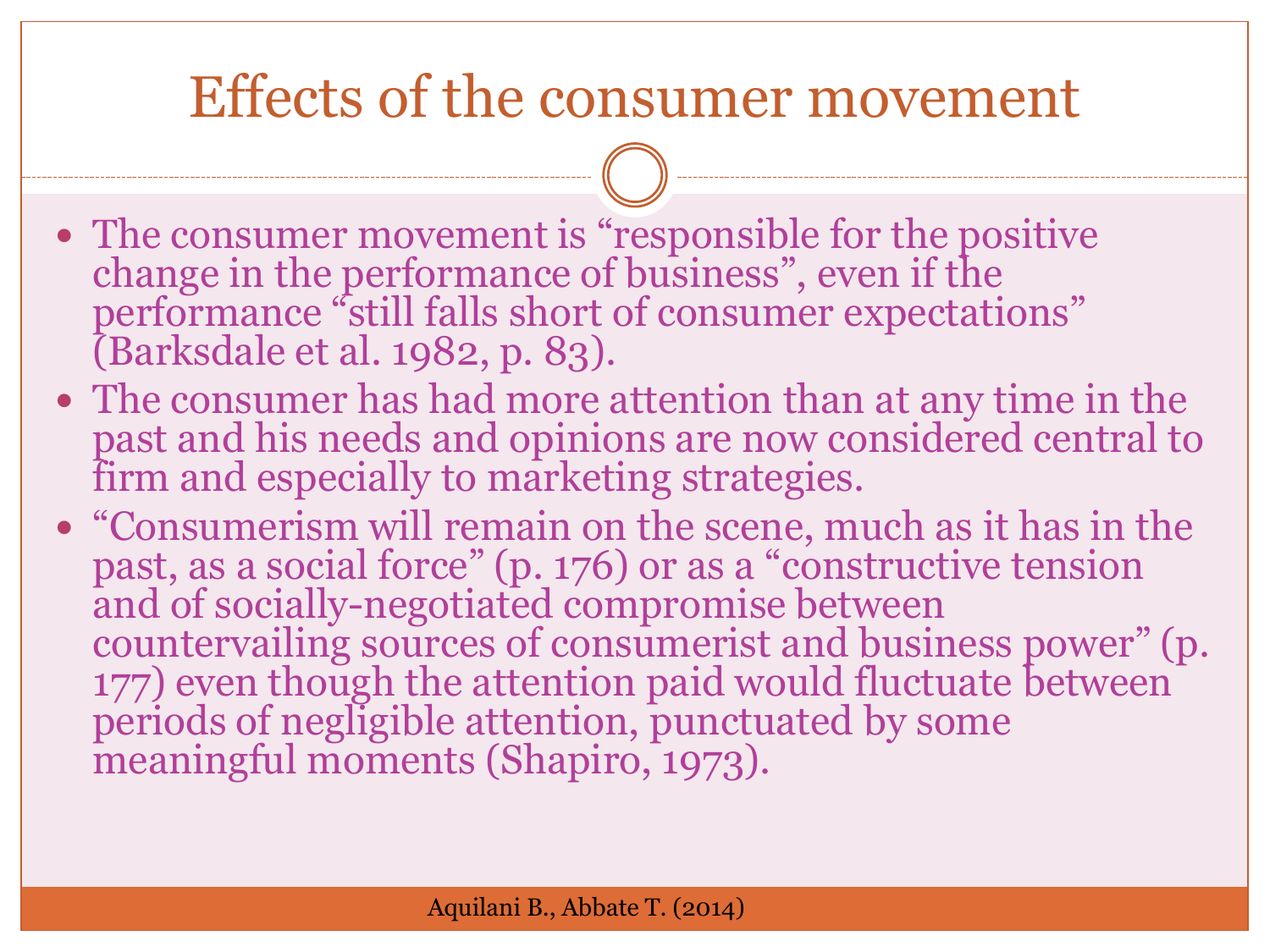# Effects of the consumer movement

- The consumer movement is "responsible for the positive change in the performance of business", even if the performance "still falls short of consumer expectations" (Barksdale et al. 1982, p. 83).
- The consumer has had more attention than at any time in the past and his needs and opinions are now considered central to firm and especially to marketing strategies.
- "Consumerism will remain on the scene, much as it has in the past, as a social force" (p. 176) or as a "constructive tension and of socially-negotiated compromise between countervailing sources of consumerist and business power" (p. 177) even though the attention paid would fluctuate between periods of negligible attention, punctuated by some meaningful moments (Shapiro, 1973).

Aquilani B., Abbate T. (2014)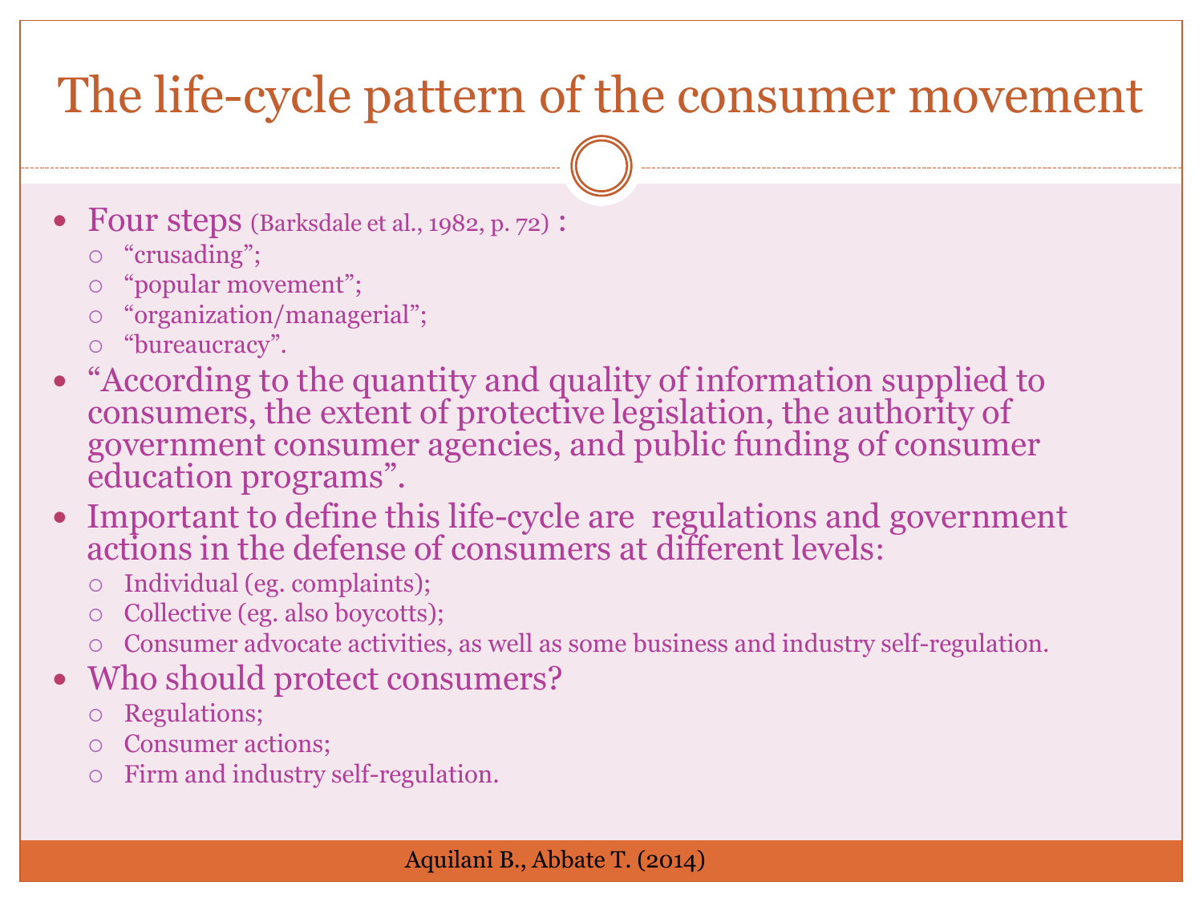# The life-cycle pattern of the consumer movement

- Four steps (Barksdale et al., 1982, p. 72) :
  - "crusading";
  - "popular movement";
  - "organization/managerial";
  - "bureaucracy".
- "According to the quantity and quality of information supplied to consumers, the extent of protective legislation, the authority of government consumer agencies, and public funding of consumer education programs".
- Important to define this life-cycle are regulations and government actions in the defense of consumers at different levels:
  - Individual (eg. complaints);
  - Collective (eg. also boycotts);
  - Consumer advocate activities, as well as some business and industry self-regulation.
- Who should protect consumers?
  - Regulations;
  - Consumer actions;
  - Firm and industry self-regulation.

Aquilani B., Abbate T. (2014)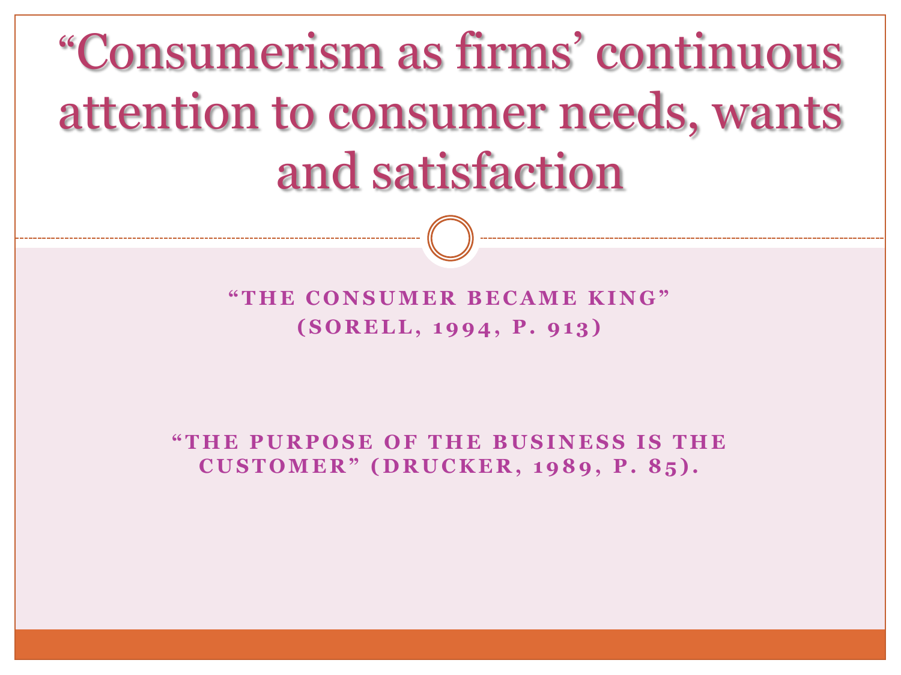# “Consumerism as firms’ continuous attention to consumer needs, wants and satisfaction

**“THE CONSUMER BECAME KING” (SORELL, 1994, P. 913)**

**“THE PURPOSE OF THE BUSINESS IS THE CUSTOMER” (DRUCKER, 1989, P. 85).**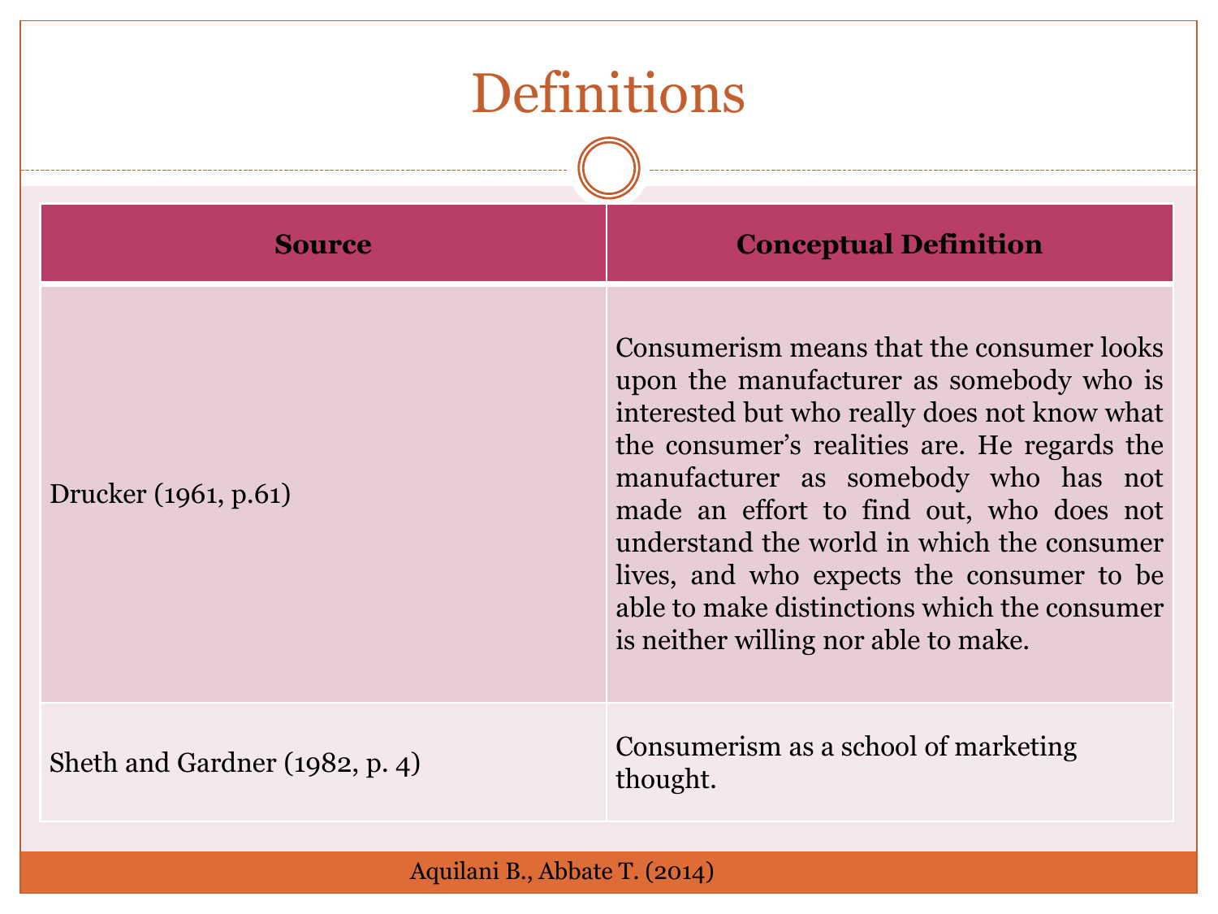# Definitions

| Source | Conceptual Definition |
| --- | --- |
| Drucker (1961, p.61) | Consumerism means that the consumer looks upon the manufacturer as somebody who is interested but who really does not know what the consumer's realities are. He regards the manufacturer as somebody who has not made an effort to find out, who does not understand the world in which the consumer lives, and who expects the consumer to be able to make distinctions which the consumer is neither willing nor able to make. |
| Sheth and Gardner (1982, p. 4) | Consumerism as a school of marketing thought. |

Aquilani B., Abbate T. (2014)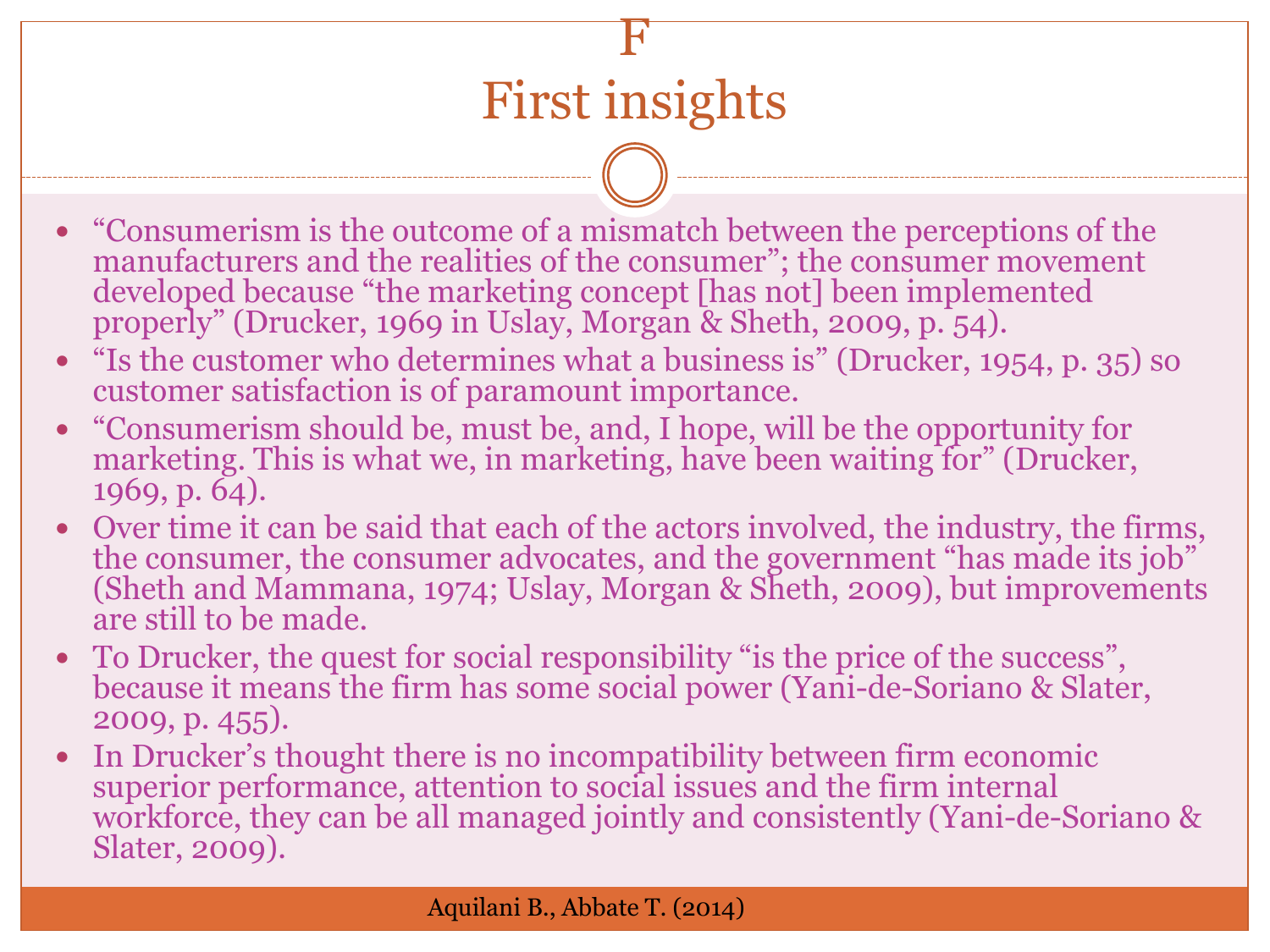# F
# First insights

- "Consumerism is the outcome of a mismatch between the perceptions of the manufacturers and the realities of the consumer"; the consumer movement developed because "the marketing concept [has not] been implemented properly" (Drucker, 1969 in Uslay, Morgan & Sheth, 2009, p. 54).
- "Is the customer who determines what a business is" (Drucker, 1954, p. 35) so customer satisfaction is of paramount importance.
- "Consumerism should be, must be, and, I hope, will be the opportunity for marketing. This is what we, in marketing, have been waiting for" (Drucker, 1969, p. 64).
- Over time it can be said that each of the actors involved, the industry, the firms, the consumer, the consumer advocates, and the government "has made its job" (Sheth and Mammana, 1974; Uslay, Morgan & Sheth, 2009), but improvements are still to be made.
- To Drucker, the quest for social responsibility "is the price of the success", because it means the firm has some social power (Yani-de-Soriano & Slater, 2009, p. 455).
- In Drucker's thought there is no incompatibility between firm economic superior performance, attention to social issues and the firm internal workforce, they can be all managed jointly and consistently (Yani-de-Soriano & Slater, 2009).

Aquilani B., Abbate T. (2014)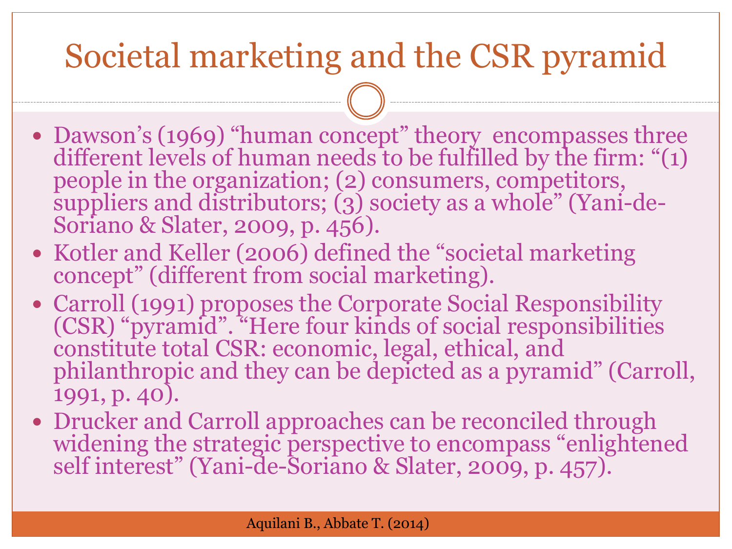# Societal marketing and the CSR pyramid

- Dawson's (1969) "human concept" theory encompasses three different levels of human needs to be fulfilled by the firm: "(1) people in the organization; (2) consumers, competitors, suppliers and distributors; (3) society as a whole" (Yani-de-Soriano & Slater, 2009, p. 456).
- Kotler and Keller (2006) defined the "societal marketing concept" (different from social marketing).
- Carroll (1991) proposes the Corporate Social Responsibility (CSR) "pyramid". "Here four kinds of social responsibilities constitute total CSR: economic, legal, ethical, and philanthropic and they can be depicted as a pyramid" (Carroll, 1991, p. 40).
- Drucker and Carroll approaches can be reconciled through widening the strategic perspective to encompass "enlightened self interest" (Yani-de-Soriano & Slater, 2009, p. 457).

Aquilani B., Abbate T. (2014)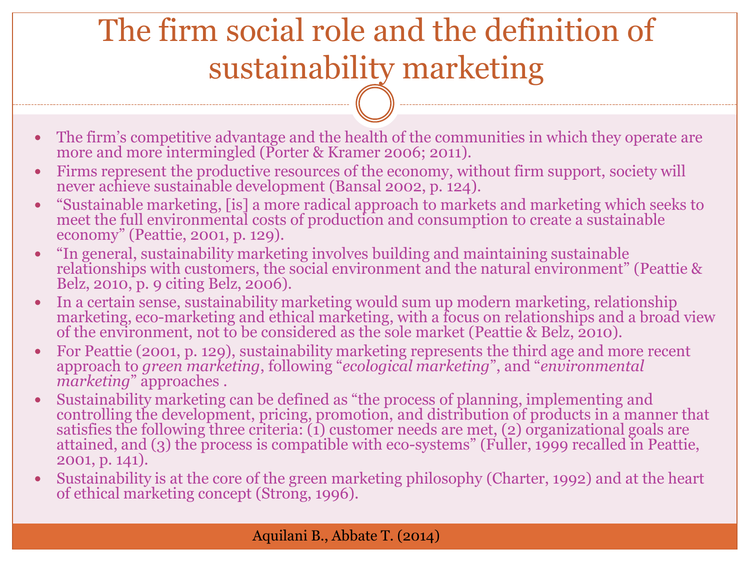# The firm social role and the definition of sustainability marketing

- The firm's competitive advantage and the health of the communities in which they operate are more and more intermingled (Porter & Kramer 2006; 2011).
- Firms represent the productive resources of the economy, without firm support, society will never achieve sustainable development (Bansal 2002, p. 124).
- "Sustainable marketing, [is] a more radical approach to markets and marketing which seeks to meet the full environmental costs of production and consumption to create a sustainable economy" (Peattie, 2001, p. 129).
- "In general, sustainability marketing involves building and maintaining sustainable relationships with customers, the social environment and the natural environment" (Peattie & Belz, 2010, p. 9 citing Belz, 2006).
- In a certain sense, sustainability marketing would sum up modern marketing, relationship marketing, eco-marketing and ethical marketing, with a focus on relationships and a broad view of the environment, not to be considered as the sole market (Peattie & Belz, 2010).
- For Peattie (2001, p. 129), sustainability marketing represents the third age and more recent approach to *green marketing*, following "*ecological marketing*", and "*environmental marketing*" approaches .
- Sustainability marketing can be defined as "the process of planning, implementing and controlling the development, pricing, promotion, and distribution of products in a manner that satisfies the following three criteria: (1) customer needs are met, (2) organizational goals are attained, and (3) the process is compatible with eco-systems" (Fuller, 1999 recalled in Peattie, 2001, p. 141).
- Sustainability is at the core of the green marketing philosophy (Charter, 1992) and at the heart of ethical marketing concept (Strong, 1996).

Aquilani B., Abbate T. (2014)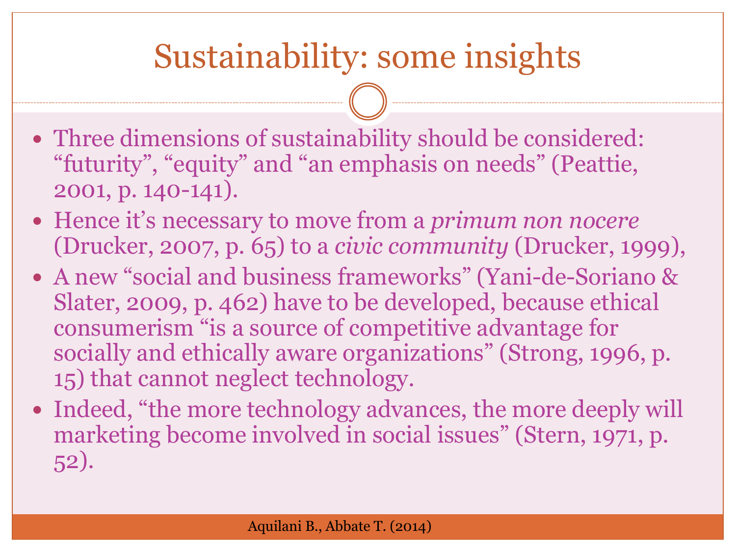# Sustainability: some insights

- Three dimensions of sustainability should be considered: "futurity", "equity" and "an emphasis on needs" (Peattie, 2001, p. 140-141).
- Hence it's necessary to move from a *primum non nocere* (Drucker, 2007, p. 65) to a *civic community* (Drucker, 1999),
- A new "social and business frameworks" (Yani-de-Soriano & Slater, 2009, p. 462) have to be developed, because ethical consumerism "is a source of competitive advantage for socially and ethically aware organizations" (Strong, 1996, p. 15) that cannot neglect technology.
- Indeed, "the more technology advances, the more deeply will marketing become involved in social issues" (Stern, 1971, p. 52).

Aquilani B., Abbate T. (2014)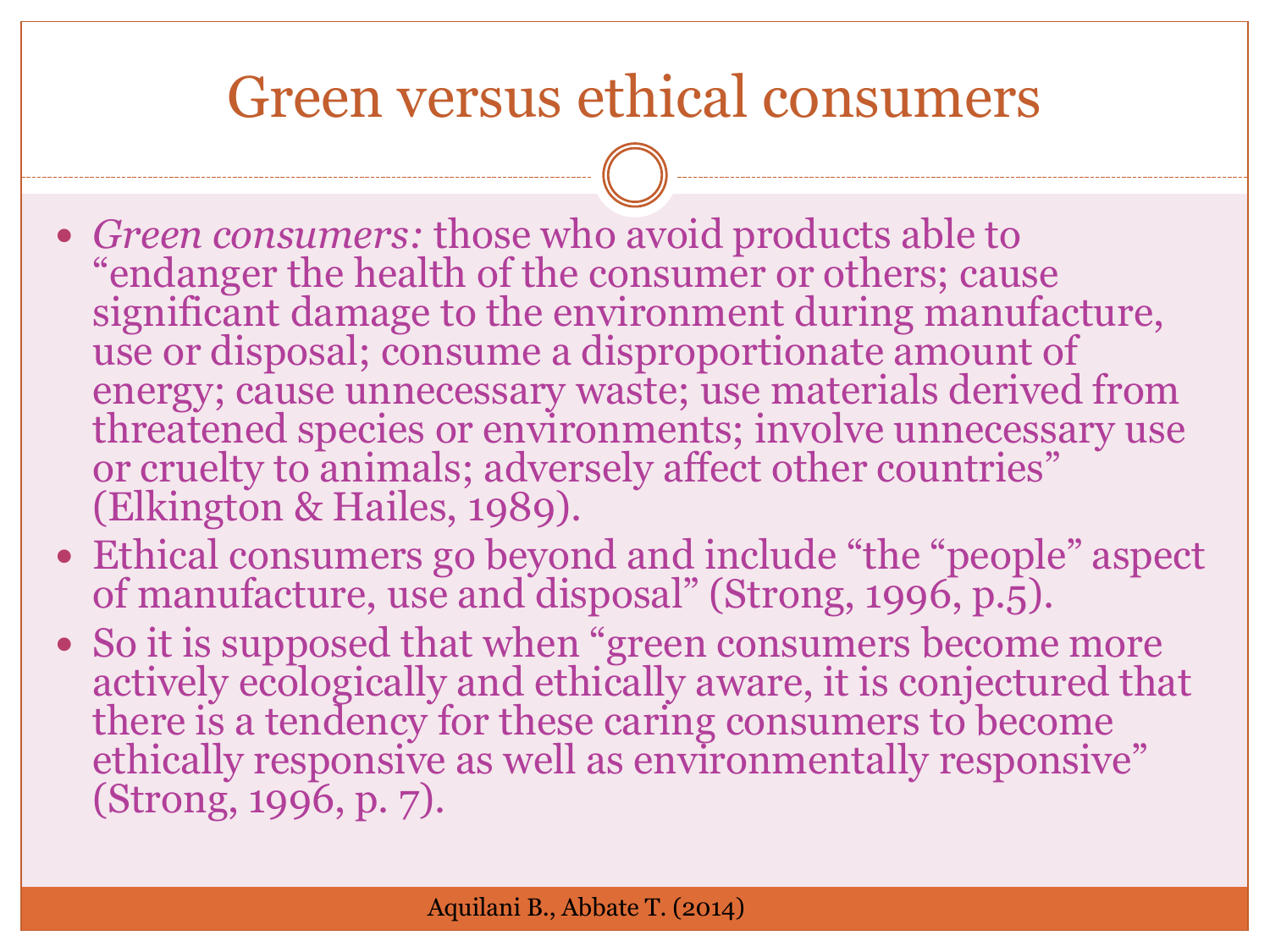# Green versus ethical consumers

- *Green consumers:* those who avoid products able to "endanger the health of the consumer or others; cause significant damage to the environment during manufacture, use or disposal; consume a disproportionate amount of energy; cause unnecessary waste; use materials derived from threatened species or environments; involve unnecessary use or cruelty to animals; adversely affect other countries" (Elkington & Hailes, 1989).
- Ethical consumers go beyond and include "the "people" aspect of manufacture, use and disposal" (Strong, 1996, p.5).
- So it is supposed that when "green consumers become more actively ecologically and ethically aware, it is conjectured that there is a tendency for these caring consumers to become ethically responsive as well as environmentally responsive" (Strong, 1996, p. 7).

Aquilani B., Abbate T. (2014)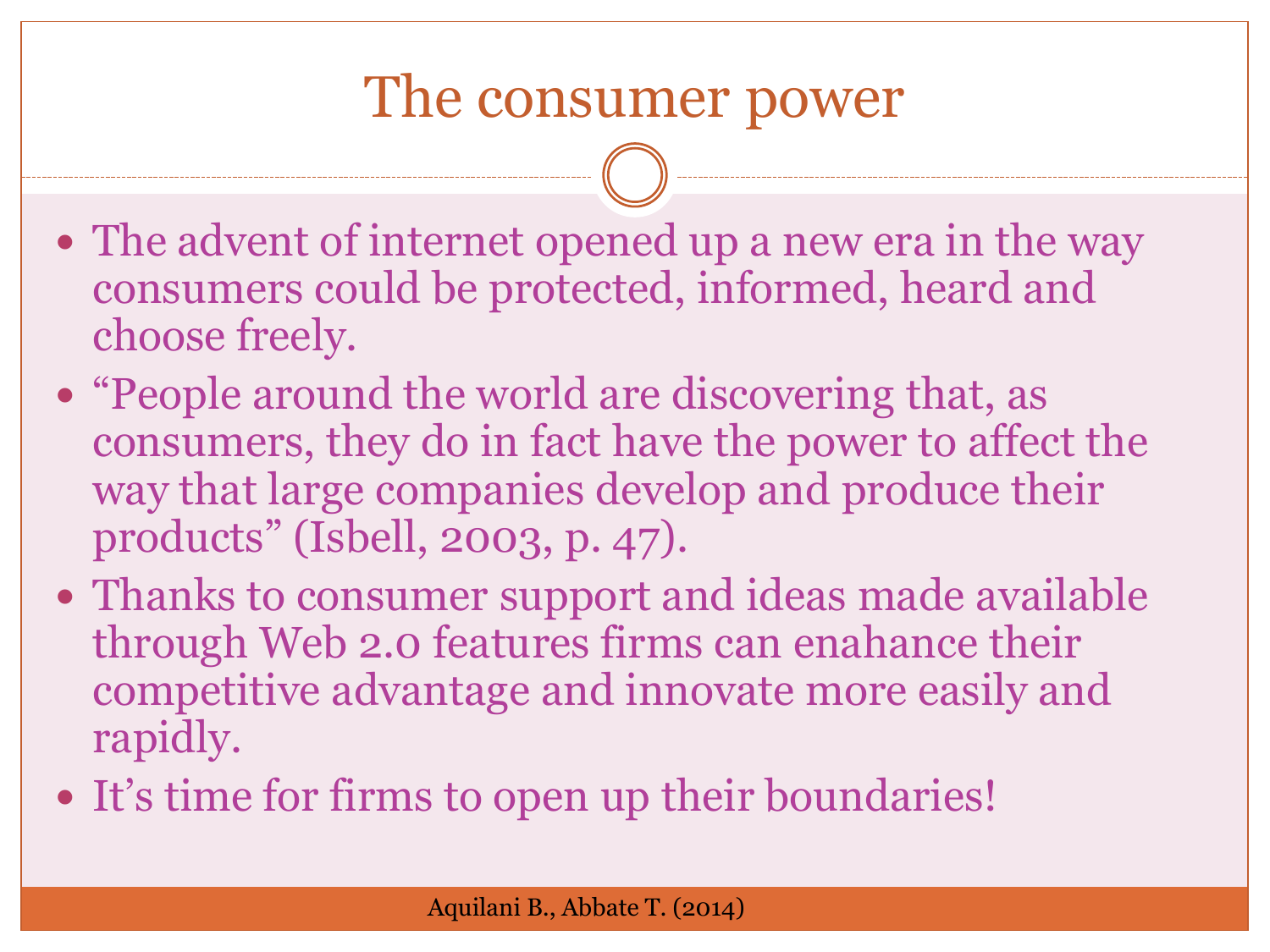# The consumer power

- The advent of internet opened up a new era in the way consumers could be protected, informed, heard and choose freely.
- "People around the world are discovering that, as consumers, they do in fact have the power to affect the way that large companies develop and produce their products" (Isbell, 2003, p. 47).
- Thanks to consumer support and ideas made available through Web 2.0 features firms can enahance their competitive advantage and innovate more easily and rapidly.
- It's time for firms to open up their boundaries!

Aquilani B., Abbate T. (2014)